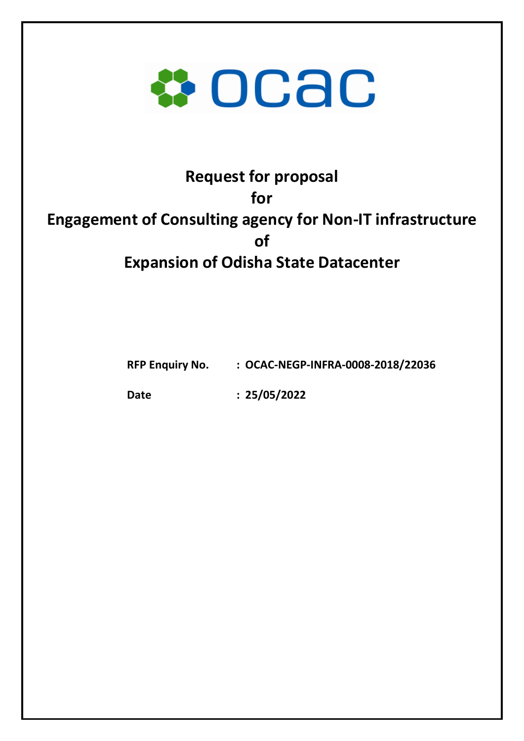ocac

# Request for proposal
# for
# Engagement of Consulting agency for Non-IT infrastructure
# of
# Expansion of Odisha State Datacenter

**RFP Enquiry No.** : **OCAC-NEGP-INFRA-0008-2018/22036**

**Date** : **25/05/2022**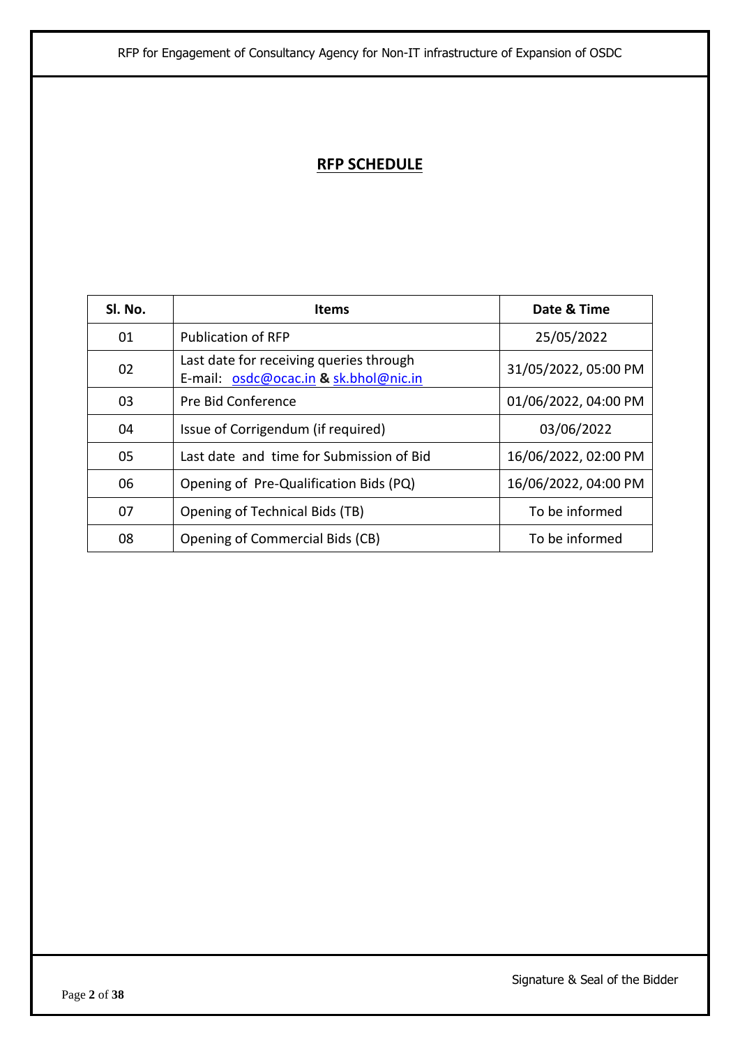# RFP SCHEDULE

| Sl. No. | Items | Date & Time |
|---|---|---|
| 01 | Publication of RFP | 25/05/2022 |
| 02 | Last date for receiving queries through E-mail: osdc@ocac.in **&** sk.bhol@nic.in | 31/05/2022, 05:00 PM |
| 03 | Pre Bid Conference | 01/06/2022, 04:00 PM |
| 04 | Issue of Corrigendum (if required) | 03/06/2022 |
| 05 | Last date and time for Submission of Bid | 16/06/2022, 02:00 PM |
| 06 | Opening of Pre-Qualification Bids (PQ) | 16/06/2022, 04:00 PM |
| 07 | Opening of Technical Bids (TB) | To be informed |
| 08 | Opening of Commercial Bids (CB) | To be informed |

Signature & Seal of the Bidder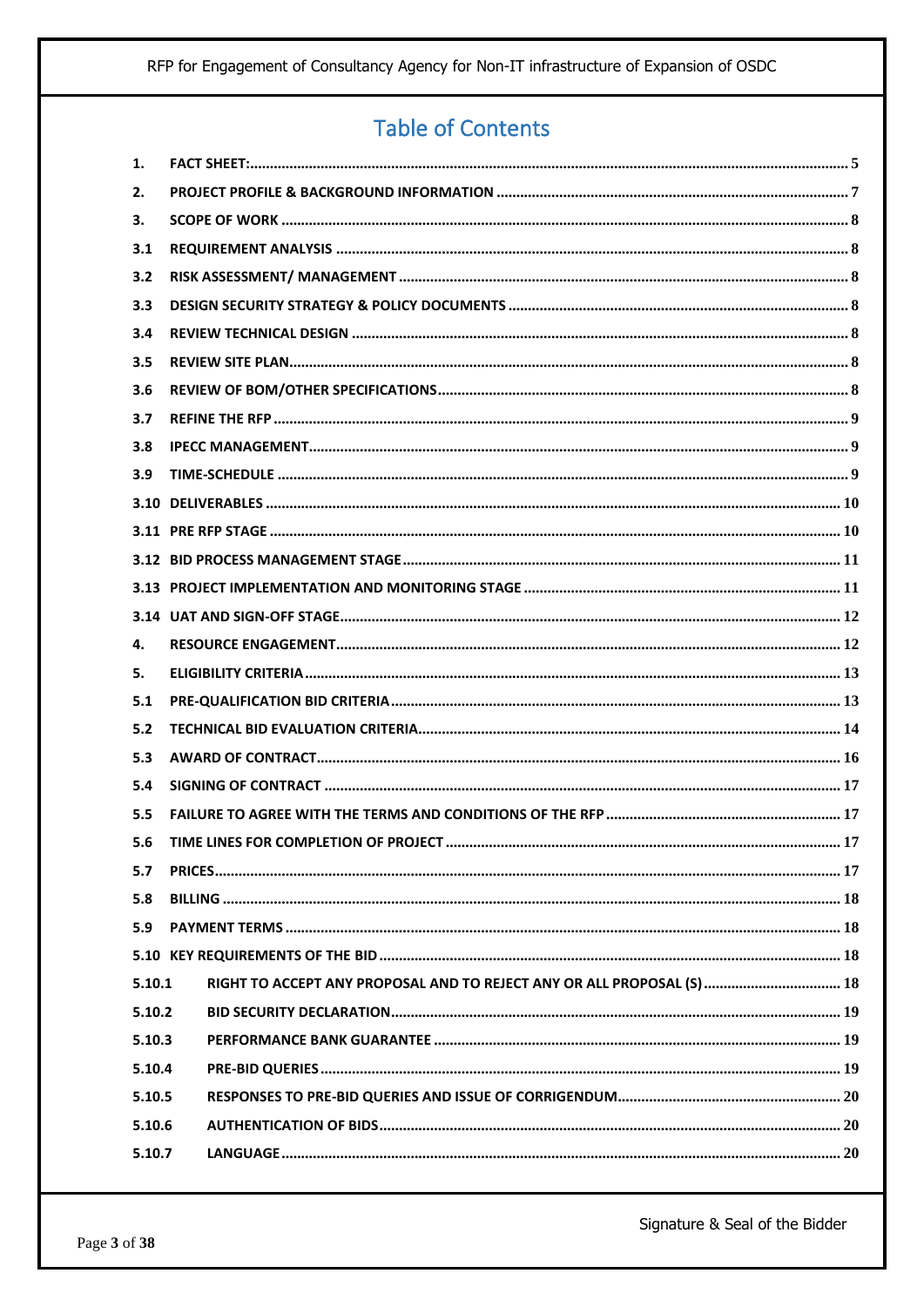# Table of Contents

| | | |
|---|---|---|
| 1. | FACT SHEET: | 5 |
| 2. | PROJECT PROFILE & BACKGROUND INFORMATION | 7 |
| 3. | SCOPE OF WORK | 8 |
| 3.1 | REQUIREMENT ANALYSIS | 8 |
| 3.2 | RISK ASSESSMENT/ MANAGEMENT | 8 |
| 3.3 | DESIGN SECURITY STRATEGY & POLICY DOCUMENTS | 8 |
| 3.4 | REVIEW TECHNICAL DESIGN | 8 |
| 3.5 | REVIEW SITE PLAN | 8 |
| 3.6 | REVIEW OF BOM/OTHER SPECIFICATIONS | 8 |
| 3.7 | REFINE THE RFP | 9 |
| 3.8 | IPECC MANAGEMENT | 9 |
| 3.9 | TIME-SCHEDULE | 9 |
| 3.10 | DELIVERABLES | 10 |
| 3.11 | PRE RFP STAGE | 10 |
| 3.12 | BID PROCESS MANAGEMENT STAGE | 11 |
| 3.13 | PROJECT IMPLEMENTATION AND MONITORING STAGE | 11 |
| 3.14 | UAT AND SIGN-OFF STAGE | 12 |
| 4. | RESOURCE ENGAGEMENT | 12 |
| 5. | ELIGIBILITY CRITERIA | 13 |
| 5.1 | PRE-QUALIFICATION BID CRITERIA | 13 |
| 5.2 | TECHNICAL BID EVALUATION CRITERIA | 14 |
| 5.3 | AWARD OF CONTRACT | 16 |
| 5.4 | SIGNING OF CONTRACT | 17 |
| 5.5 | FAILURE TO AGREE WITH THE TERMS AND CONDITIONS OF THE RFP | 17 |
| 5.6 | TIME LINES FOR COMPLETION OF PROJECT | 17 |
| 5.7 | PRICES | 17 |
| 5.8 | BILLING | 18 |
| 5.9 | PAYMENT TERMS | 18 |
| 5.10 | KEY REQUIREMENTS OF THE BID | 18 |
| 5.10.1 | RIGHT TO ACCEPT ANY PROPOSAL AND TO REJECT ANY OR ALL PROPOSAL (S) | 18 |
| 5.10.2 | BID SECURITY DECLARATION | 19 |
| 5.10.3 | PERFORMANCE BANK GUARANTEE | 19 |
| 5.10.4 | PRE-BID QUERIES | 19 |
| 5.10.5 | RESPONSES TO PRE-BID QUERIES AND ISSUE OF CORRIGENDUM | 20 |
| 5.10.6 | AUTHENTICATION OF BIDS | 20 |
| 5.10.7 | LANGUAGE | 20 |

Signature & Seal of the Bidder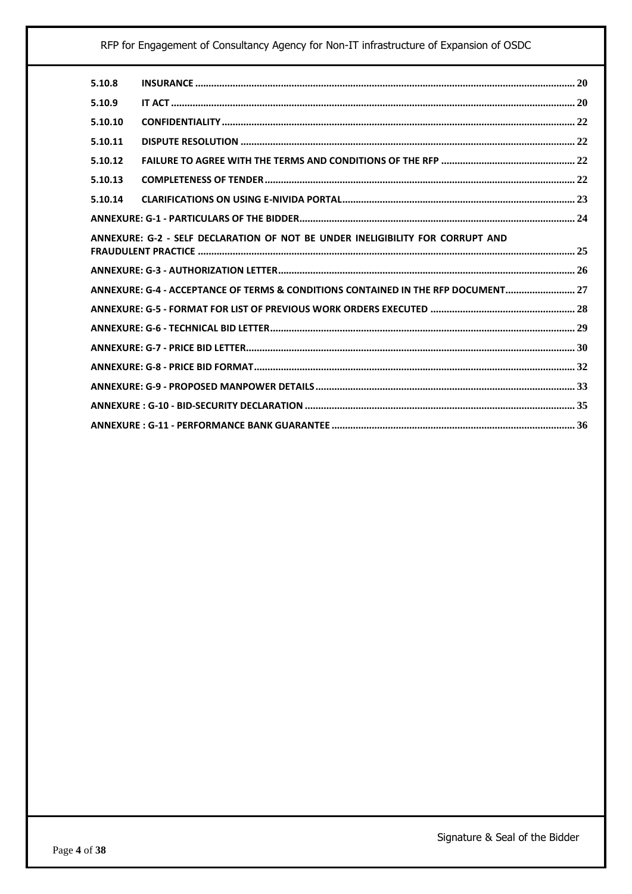| | | |
|---|---|---|
| 5.10.8 | INSURANCE | 20 |
| 5.10.9 | IT ACT | 20 |
| 5.10.10 | CONFIDENTIALITY | 22 |
| 5.10.11 | DISPUTE RESOLUTION | 22 |
| 5.10.12 | FAILURE TO AGREE WITH THE TERMS AND CONDITIONS OF THE RFP | 22 |
| 5.10.13 | COMPLETENESS OF TENDER | 22 |
| 5.10.14 | CLARIFICATIONS ON USING E-NIVIDA PORTAL | 23 |
| ANNEXURE: G-1 - PARTICULARS OF THE BIDDER | | 24 |
| ANNEXURE: G-2 - SELF DECLARATION OF NOT BE UNDER INELIGIBILITY FOR CORRUPT AND FRAUDULENT PRACTICE | | 25 |
| ANNEXURE: G-3 - AUTHORIZATION LETTER | | 26 |
| ANNEXURE: G-4 - ACCEPTANCE OF TERMS & CONDITIONS CONTAINED IN THE RFP DOCUMENT | | 27 |
| ANNEXURE: G-5 - FORMAT FOR LIST OF PREVIOUS WORK ORDERS EXECUTED | | 28 |
| ANNEXURE: G-6 - TECHNICAL BID LETTER | | 29 |
| ANNEXURE: G-7 - PRICE BID LETTER | | 30 |
| ANNEXURE: G-8 - PRICE BID FORMAT | | 32 |
| ANNEXURE: G-9 - PROPOSED MANPOWER DETAILS | | 33 |
| ANNEXURE : G-10 - BID-SECURITY DECLARATION | | 35 |
| ANNEXURE : G-11 - PERFORMANCE BANK GUARANTEE | | 36 |

Signature & Seal of the Bidder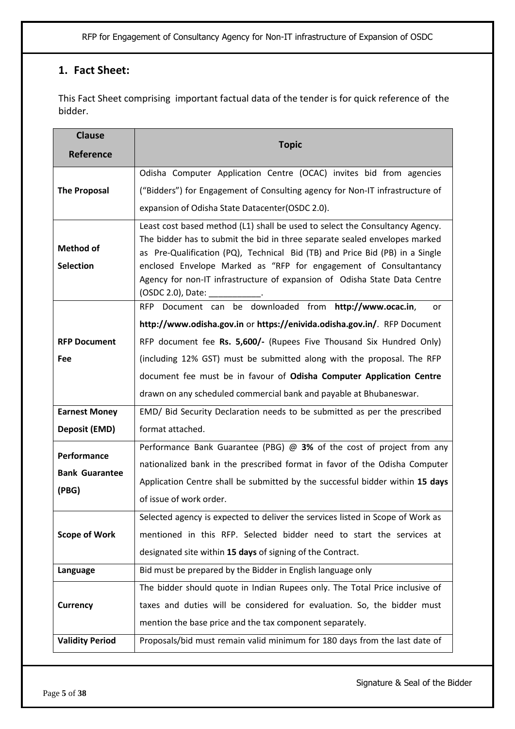## 1. Fact Sheet:

This Fact Sheet comprising important factual data of the tender is for quick reference of the bidder.

| Clause Reference | Topic |
|---|---|
| **The Proposal** | Odisha Computer Application Centre (OCAC) invites bid from agencies ("Bidders") for Engagement of Consulting agency for Non-IT infrastructure of expansion of Odisha State Datacenter(OSDC 2.0). |
| **Method of Selection** | Least cost based method (L1) shall be used to select the Consultancy Agency. The bidder has to submit the bid in three separate sealed envelopes marked as Pre-Qualification (PQ), Technical Bid (TB) and Price Bid (PB) in a Single enclosed Envelope Marked as "RFP for engagement of Consultantancy Agency for non-IT infrastructure of expansion of Odisha State Data Centre (OSDC 2.0), Date: ___________. |
| **RFP Document Fee** | RFP Document can be downloaded from **http://www.ocac.in**, or **http://www.odisha.gov.in** or **https://enivida.odisha.gov.in/**. RFP Document RFP document fee **Rs. 5,600/-** (Rupees Five Thousand Six Hundred Only) (including 12% GST) must be submitted along with the proposal. The RFP document fee must be in favour of **Odisha Computer Application Centre** drawn on any scheduled commercial bank and payable at Bhubaneswar. |
| **Earnest Money Deposit (EMD)** | EMD/ Bid Security Declaration needs to be submitted as per the prescribed format attached. |
| **Performance Bank Guarantee (PBG)** | Performance Bank Guarantee (PBG) @ **3%** of the cost of project from any nationalized bank in the prescribed format in favor of the Odisha Computer Application Centre shall be submitted by the successful bidder within **15 days** of issue of work order. |
| **Scope of Work** | Selected agency is expected to deliver the services listed in Scope of Work as mentioned in this RFP. Selected bidder need to start the services at designated site within **15 days** of signing of the Contract. |
| **Language** | Bid must be prepared by the Bidder in English language only |
| **Currency** | The bidder should quote in Indian Rupees only. The Total Price inclusive of taxes and duties will be considered for evaluation. So, the bidder must mention the base price and the tax component separately. |
| **Validity Period** | Proposals/bid must remain valid minimum for 180 days from the last date of |

Signature & Seal of the Bidder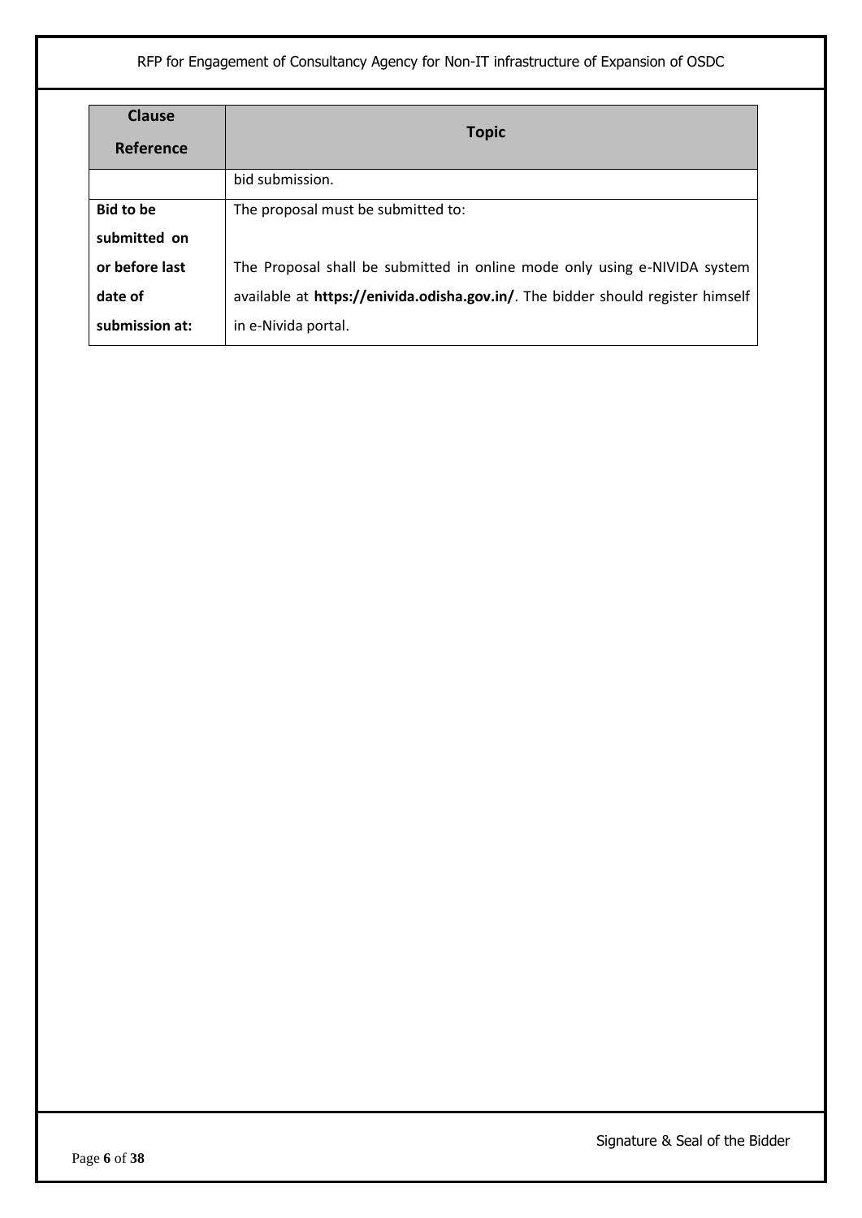| Clause Reference | Topic |
|---|---|
| | bid submission. |
| **Bid to be submitted on or before last date of submission at:** | The proposal must be submitted to:<br><br>The Proposal shall be submitted in online mode only using e-NIVIDA system available at **https://enivida.odisha.gov.in/**. The bidder should register himself in e-Nivida portal. |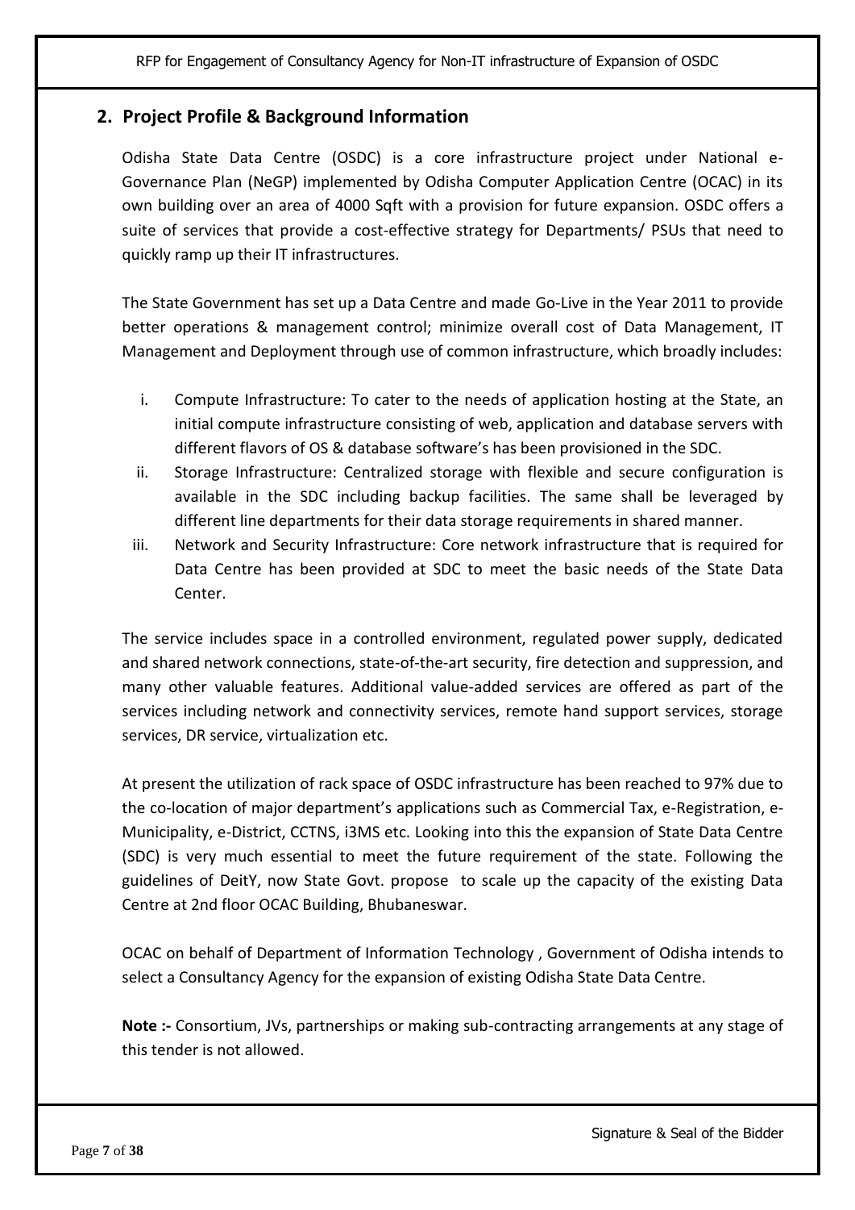## 2. Project Profile & Background Information

Odisha State Data Centre (OSDC) is a core infrastructure project under National e-Governance Plan (NeGP) implemented by Odisha Computer Application Centre (OCAC) in its own building over an area of 4000 Sqft with a provision for future expansion. OSDC offers a suite of services that provide a cost-effective strategy for Departments/ PSUs that need to quickly ramp up their IT infrastructures.

The State Government has set up a Data Centre and made Go-Live in the Year 2011 to provide better operations & management control; minimize overall cost of Data Management, IT Management and Deployment through use of common infrastructure, which broadly includes:

i. Compute Infrastructure: To cater to the needs of application hosting at the State, an initial compute infrastructure consisting of web, application and database servers with different flavors of OS & database software's has been provisioned in the SDC.
ii. Storage Infrastructure: Centralized storage with flexible and secure configuration is available in the SDC including backup facilities. The same shall be leveraged by different line departments for their data storage requirements in shared manner.
iii. Network and Security Infrastructure: Core network infrastructure that is required for Data Centre has been provided at SDC to meet the basic needs of the State Data Center.

The service includes space in a controlled environment, regulated power supply, dedicated and shared network connections, state-of-the-art security, fire detection and suppression, and many other valuable features. Additional value-added services are offered as part of the services including network and connectivity services, remote hand support services, storage services, DR service, virtualization etc.

At present the utilization of rack space of OSDC infrastructure has been reached to 97% due to the co-location of major department's applications such as Commercial Tax, e-Registration, e-Municipality, e-District, CCTNS, i3MS etc. Looking into this the expansion of State Data Centre (SDC) is very much essential to meet the future requirement of the state. Following the guidelines of DeitY, now State Govt. propose to scale up the capacity of the existing Data Centre at 2nd floor OCAC Building, Bhubaneswar.

OCAC on behalf of Department of Information Technology , Government of Odisha intends to select a Consultancy Agency for the expansion of existing Odisha State Data Centre.

**Note :-** Consortium, JVs, partnerships or making sub-contracting arrangements at any stage of this tender is not allowed.

Signature & Seal of the Bidder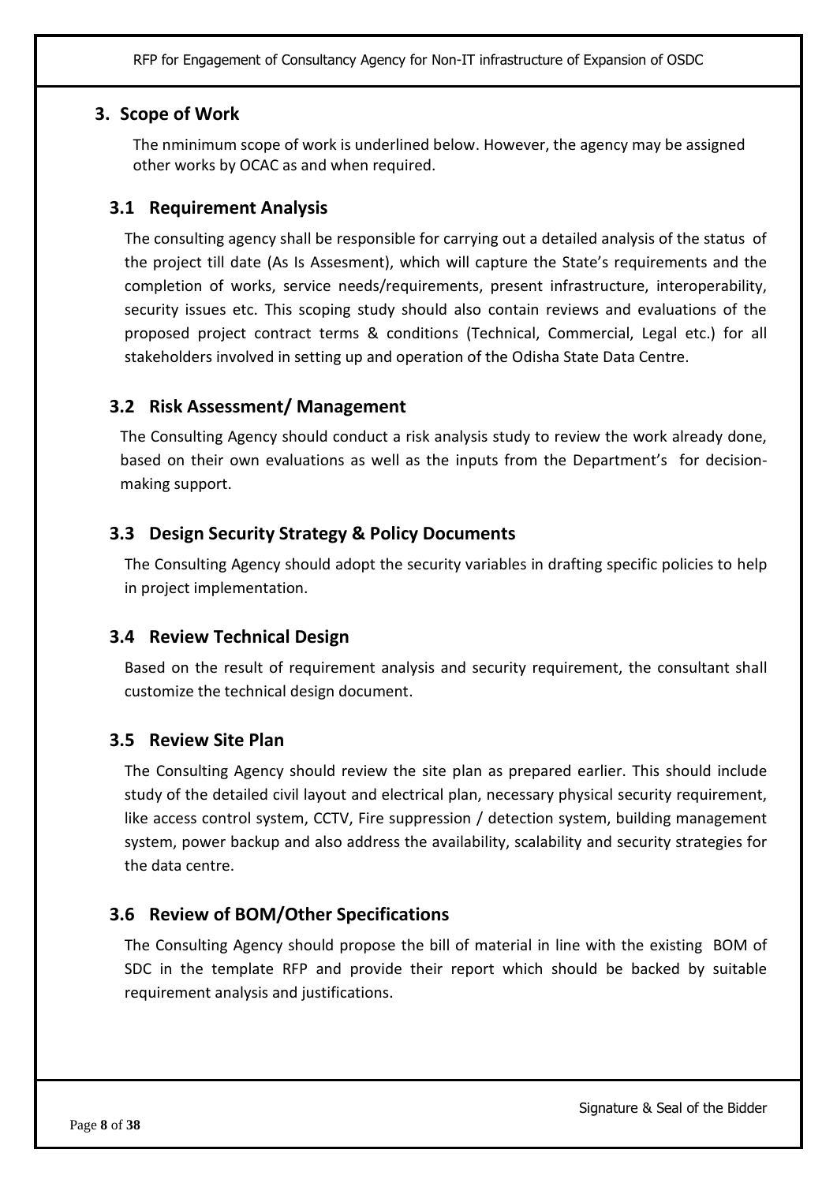## 3. Scope of Work

The nminimum scope of work is underlined below. However, the agency may be assigned other works by OCAC as and when required.

### 3.1 Requirement Analysis

The consulting agency shall be responsible for carrying out a detailed analysis of the status of the project till date (As Is Assesment), which will capture the State's requirements and the completion of works, service needs/requirements, present infrastructure, interoperability, security issues etc. This scoping study should also contain reviews and evaluations of the proposed project contract terms & conditions (Technical, Commercial, Legal etc.) for all stakeholders involved in setting up and operation of the Odisha State Data Centre.

### 3.2 Risk Assessment/ Management

The Consulting Agency should conduct a risk analysis study to review the work already done, based on their own evaluations as well as the inputs from the Department's for decision-making support.

### 3.3 Design Security Strategy & Policy Documents

The Consulting Agency should adopt the security variables in drafting specific policies to help in project implementation.

### 3.4 Review Technical Design

Based on the result of requirement analysis and security requirement, the consultant shall customize the technical design document.

### 3.5 Review Site Plan

The Consulting Agency should review the site plan as prepared earlier. This should include study of the detailed civil layout and electrical plan, necessary physical security requirement, like access control system, CCTV, Fire suppression / detection system, building management system, power backup and also address the availability, scalability and security strategies for the data centre.

### 3.6 Review of BOM/Other Specifications

The Consulting Agency should propose the bill of material in line with the existing BOM of SDC in the template RFP and provide their report which should be backed by suitable requirement analysis and justifications.

Signature & Seal of the Bidder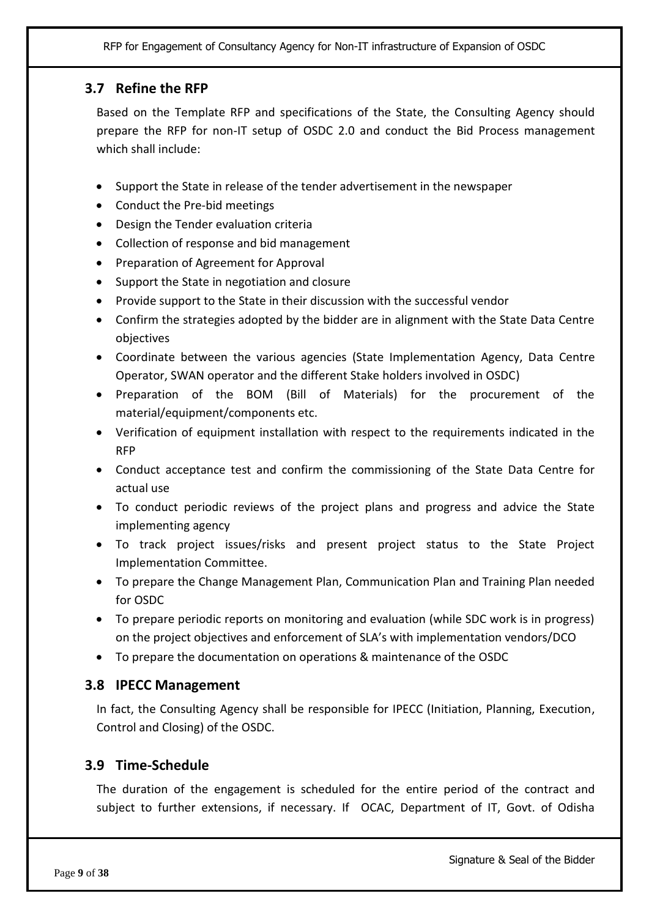## 3.7 Refine the RFP

Based on the Template RFP and specifications of the State, the Consulting Agency should prepare the RFP for non-IT setup of OSDC 2.0 and conduct the Bid Process management which shall include:

- Support the State in release of the tender advertisement in the newspaper
- Conduct the Pre-bid meetings
- Design the Tender evaluation criteria
- Collection of response and bid management
- Preparation of Agreement for Approval
- Support the State in negotiation and closure
- Provide support to the State in their discussion with the successful vendor
- Confirm the strategies adopted by the bidder are in alignment with the State Data Centre objectives
- Coordinate between the various agencies (State Implementation Agency, Data Centre Operator, SWAN operator and the different Stake holders involved in OSDC)
- Preparation of the BOM (Bill of Materials) for the procurement of the material/equipment/components etc.
- Verification of equipment installation with respect to the requirements indicated in the RFP
- Conduct acceptance test and confirm the commissioning of the State Data Centre for actual use
- To conduct periodic reviews of the project plans and progress and advice the State implementing agency
- To track project issues/risks and present project status to the State Project Implementation Committee.
- To prepare the Change Management Plan, Communication Plan and Training Plan needed for OSDC
- To prepare periodic reports on monitoring and evaluation (while SDC work is in progress) on the project objectives and enforcement of SLA's with implementation vendors/DCO
- To prepare the documentation on operations & maintenance of the OSDC

## 3.8 IPECC Management

In fact, the Consulting Agency shall be responsible for IPECC (Initiation, Planning, Execution, Control and Closing) of the OSDC.

## 3.9 Time-Schedule

The duration of the engagement is scheduled for the entire period of the contract and subject to further extensions, if necessary. If OCAC, Department of IT, Govt. of Odisha

Signature & Seal of the Bidder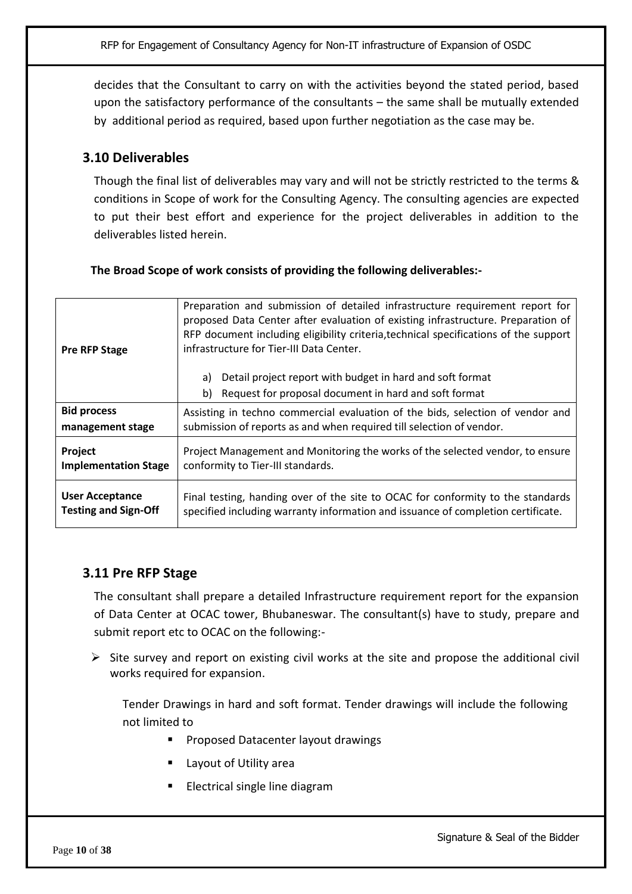decides that the Consultant to carry on with the activities beyond the stated period, based upon the satisfactory performance of the consultants – the same shall be mutually extended by additional period as required, based upon further negotiation as the case may be.

## 3.10 Deliverables

Though the final list of deliverables may vary and will not be strictly restricted to the terms & conditions in Scope of work for the Consulting Agency. The consulting agencies are expected to put their best effort and experience for the project deliverables in addition to the deliverables listed herein.

**The Broad Scope of work consists of providing the following deliverables:-**

| | |
|---|---|
| **Pre RFP Stage** | Preparation and submission of detailed infrastructure requirement report for proposed Data Center after evaluation of existing infrastructure. Preparation of RFP document including eligibility criteria,technical specifications of the support infrastructure for Tier-III Data Center.<br><br>a) Detail project report with budget in hard and soft format<br>b) Request for proposal document in hard and soft format |
| **Bid process management stage** | Assisting in techno commercial evaluation of the bids, selection of vendor and submission of reports as and when required till selection of vendor. |
| **Project Implementation Stage** | Project Management and Monitoring the works of the selected vendor, to ensure conformity to Tier-III standards. |
| **User Acceptance Testing and Sign-Off** | Final testing, handing over of the site to OCAC for conformity to the standards specified including warranty information and issuance of completion certificate. |

## 3.11 Pre RFP Stage

The consultant shall prepare a detailed Infrastructure requirement report for the expansion of Data Center at OCAC tower, Bhubaneswar. The consultant(s) have to study, prepare and submit report etc to OCAC on the following:-

- Site survey and report on existing civil works at the site and propose the additional civil works required for expansion.

  Tender Drawings in hard and soft format. Tender drawings will include the following not limited to

  - Proposed Datacenter layout drawings
  - Layout of Utility area
  - Electrical single line diagram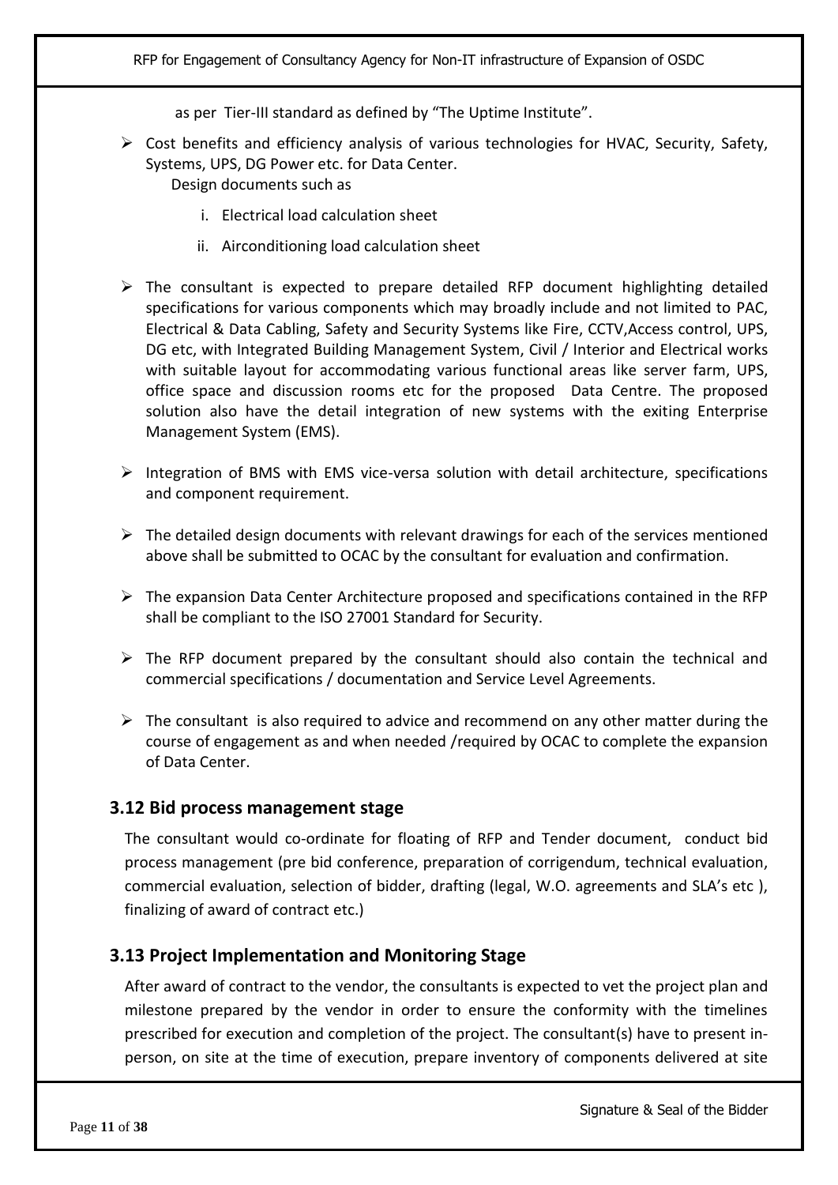as per Tier-III standard as defined by "The Uptime Institute".

- Cost benefits and efficiency analysis of various technologies for HVAC, Security, Safety, Systems, UPS, DG Power etc. for Data Center.

  Design documents such as

  i. Electrical load calculation sheet

  ii. Airconditioning load calculation sheet

- The consultant is expected to prepare detailed RFP document highlighting detailed specifications for various components which may broadly include and not limited to PAC, Electrical & Data Cabling, Safety and Security Systems like Fire, CCTV,Access control, UPS, DG etc, with Integrated Building Management System, Civil / Interior and Electrical works with suitable layout for accommodating various functional areas like server farm, UPS, office space and discussion rooms etc for the proposed Data Centre. The proposed solution also have the detail integration of new systems with the exiting Enterprise Management System (EMS).

- Integration of BMS with EMS vice-versa solution with detail architecture, specifications and component requirement.

- The detailed design documents with relevant drawings for each of the services mentioned above shall be submitted to OCAC by the consultant for evaluation and confirmation.

- The expansion Data Center Architecture proposed and specifications contained in the RFP shall be compliant to the ISO 27001 Standard for Security.

- The RFP document prepared by the consultant should also contain the technical and commercial specifications / documentation and Service Level Agreements.

- The consultant is also required to advice and recommend on any other matter during the course of engagement as and when needed /required by OCAC to complete the expansion of Data Center.

## 3.12 Bid process management stage

The consultant would co-ordinate for floating of RFP and Tender document, conduct bid process management (pre bid conference, preparation of corrigendum, technical evaluation, commercial evaluation, selection of bidder, drafting (legal, W.O. agreements and SLA's etc ), finalizing of award of contract etc.)

## 3.13 Project Implementation and Monitoring Stage

After award of contract to the vendor, the consultants is expected to vet the project plan and milestone prepared by the vendor in order to ensure the conformity with the timelines prescribed for execution and completion of the project. The consultant(s) have to present in-person, on site at the time of execution, prepare inventory of components delivered at site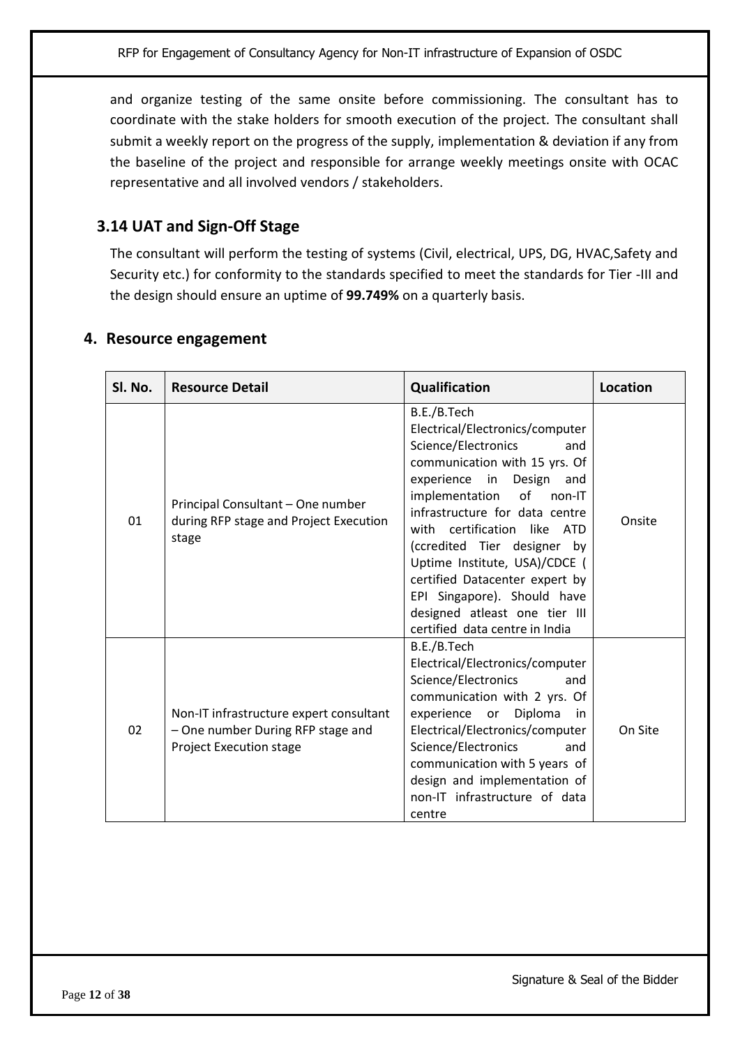and organize testing of the same onsite before commissioning. The consultant has to coordinate with the stake holders for smooth execution of the project. The consultant shall submit a weekly report on the progress of the supply, implementation & deviation if any from the baseline of the project and responsible for arrange weekly meetings onsite with OCAC representative and all involved vendors / stakeholders.

### 3.14 UAT and Sign-Off Stage

The consultant will perform the testing of systems (Civil, electrical, UPS, DG, HVAC,Safety and Security etc.) for conformity to the standards specified to meet the standards for Tier -III and the design should ensure an uptime of **99.749%** on a quarterly basis.

## 4. Resource engagement

| Sl. No. | Resource Detail | Qualification | Location |
|---|---|---|---|
| 01 | Principal Consultant – One number during RFP stage and Project Execution stage | B.E./B.Tech Electrical/Electronics/computer Science/Electronics and communication with 15 yrs. Of experience in Design and implementation of non-IT infrastructure for data centre with certification like ATD (ccredited Tier designer by Uptime Institute, USA)/CDCE ( certified Datacenter expert by EPI Singapore). Should have designed atleast one tier III certified data centre in India | Onsite |
| 02 | Non-IT infrastructure expert consultant – One number During RFP stage and Project Execution stage | B.E./B.Tech Electrical/Electronics/computer Science/Electronics and communication with 2 yrs. Of experience or Diploma in Electrical/Electronics/computer Science/Electronics and communication with 5 years of design and implementation of non-IT infrastructure of data centre | On Site |

Signature & Seal of the Bidder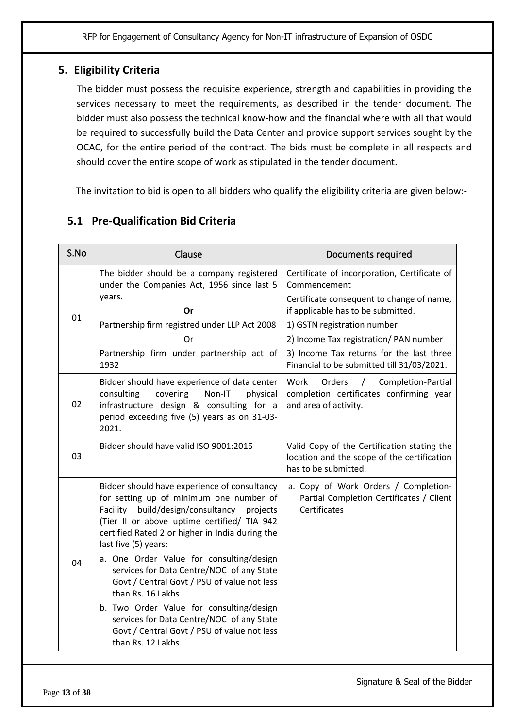## 5. Eligibility Criteria

The bidder must possess the requisite experience, strength and capabilities in providing the services necessary to meet the requirements, as described in the tender document. The bidder must also possess the technical know-how and the financial where with all that would be required to successfully build the Data Center and provide support services sought by the OCAC, for the entire period of the contract. The bids must be complete in all respects and should cover the entire scope of work as stipulated in the tender document.

The invitation to bid is open to all bidders who qualify the eligibility criteria are given below:-

### 5.1 Pre-Qualification Bid Criteria

| S.No | Clause | Documents required |
|---|---|---|
| 01 | The bidder should be a company registered under the Companies Act, 1956 since last 5 years.<br>**Or**<br>Partnership firm registred under LLP Act 2008<br>Or<br>Partnership firm under partnership act of 1932 | Certificate of incorporation, Certificate of Commencement<br>Certificate consequent to change of name, if applicable has to be submitted.<br>1) GSTN registration number<br>2) Income Tax registration/ PAN number<br>3) Income Tax returns for the last three Financial to be submitted till 31/03/2021. |
| 02 | Bidder should have experience of data center consulting covering Non-IT physical infrastructure design & consulting for a period exceeding five (5) years as on 31-03-2021. | Work Orders / Completion-Partial completion certificates confirming year and area of activity. |
| 03 | Bidder should have valid ISO 9001:2015 | Valid Copy of the Certification stating the location and the scope of the certification has to be submitted. |
| 04 | Bidder should have experience of consultancy for setting up of minimum one number of Facility build/design/consultancy projects (Tier II or above uptime certified/ TIA 942 certified Rated 2 or higher in India during the last five (5) years:<br>a. One Order Value for consulting/design services for Data Centre/NOC of any State Govt / Central Govt / PSU of value not less than Rs. 16 Lakhs<br>b. Two Order Value for consulting/design services for Data Centre/NOC of any State Govt / Central Govt / PSU of value not less than Rs. 12 Lakhs | a. Copy of Work Orders / Completion-Partial Completion Certificates / Client Certificates |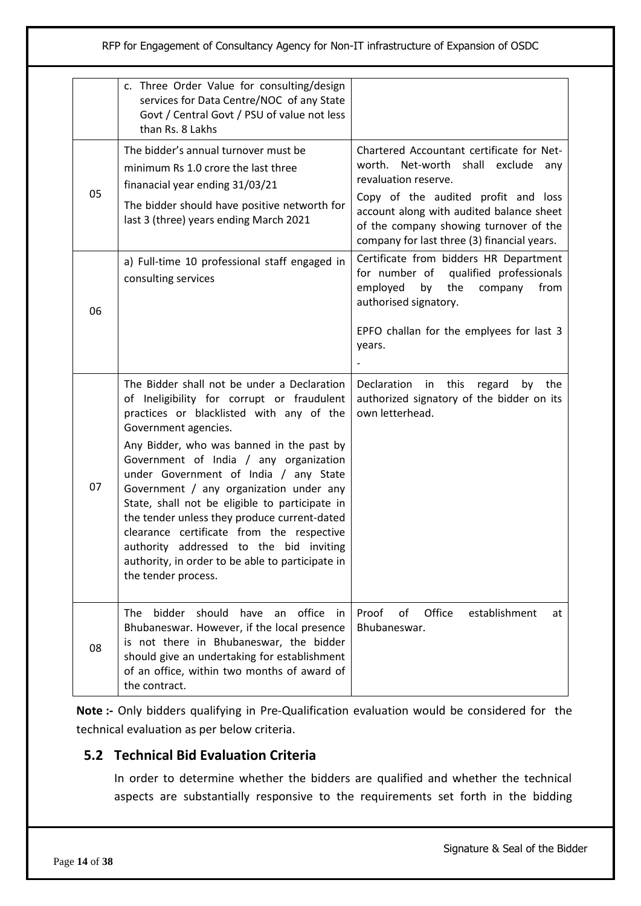|  |  |  |
|---|---|---|
|  | c. Three Order Value for consulting/design services for Data Centre/NOC of any State Govt / Central Govt / PSU of value not less than Rs. 8 Lakhs |  |
| 05 | The bidder's annual turnover must be minimum Rs 1.0 crore the last three finanacial year ending 31/03/21<br><br>The bidder should have positive networth for last 3 (three) years ending March 2021 | Chartered Accountant certificate for Net-worth. Net-worth shall exclude any revaluation reserve.<br><br>Copy of the audited profit and loss account along with audited balance sheet of the company showing turnover of the company for last three (3) financial years. |
| 06 | a) Full-time 10 professional staff engaged in consulting services | Certificate from bidders HR Department for number of qualified professionals employed by the company from authorised signatory.<br><br>EPFO challan for the emplyees for last 3 years.<br><br>- |
| 07 | The Bidder shall not be under a Declaration of Ineligibility for corrupt or fraudulent practices or blacklisted with any of the Government agencies.<br><br>Any Bidder, who was banned in the past by Government of India / any organization under Government of India / any State Government / any organization under any State, shall not be eligible to participate in the tender unless they produce current-dated clearance certificate from the respective authority addressed to the bid inviting authority, in order to be able to participate in the tender process. | Declaration in this regard by the authorized signatory of the bidder on its own letterhead. |
| 08 | The bidder should have an office in Bhubaneswar. However, if the local presence is not there in Bhubaneswar, the bidder should give an undertaking for establishment of an office, within two months of award of the contract. | Proof of Office establishment at Bhubaneswar. |

**Note :-** Only bidders qualifying in Pre-Qualification evaluation would be considered for the technical evaluation as per below criteria.

## 5.2 Technical Bid Evaluation Criteria

In order to determine whether the bidders are qualified and whether the technical aspects are substantially responsive to the requirements set forth in the bidding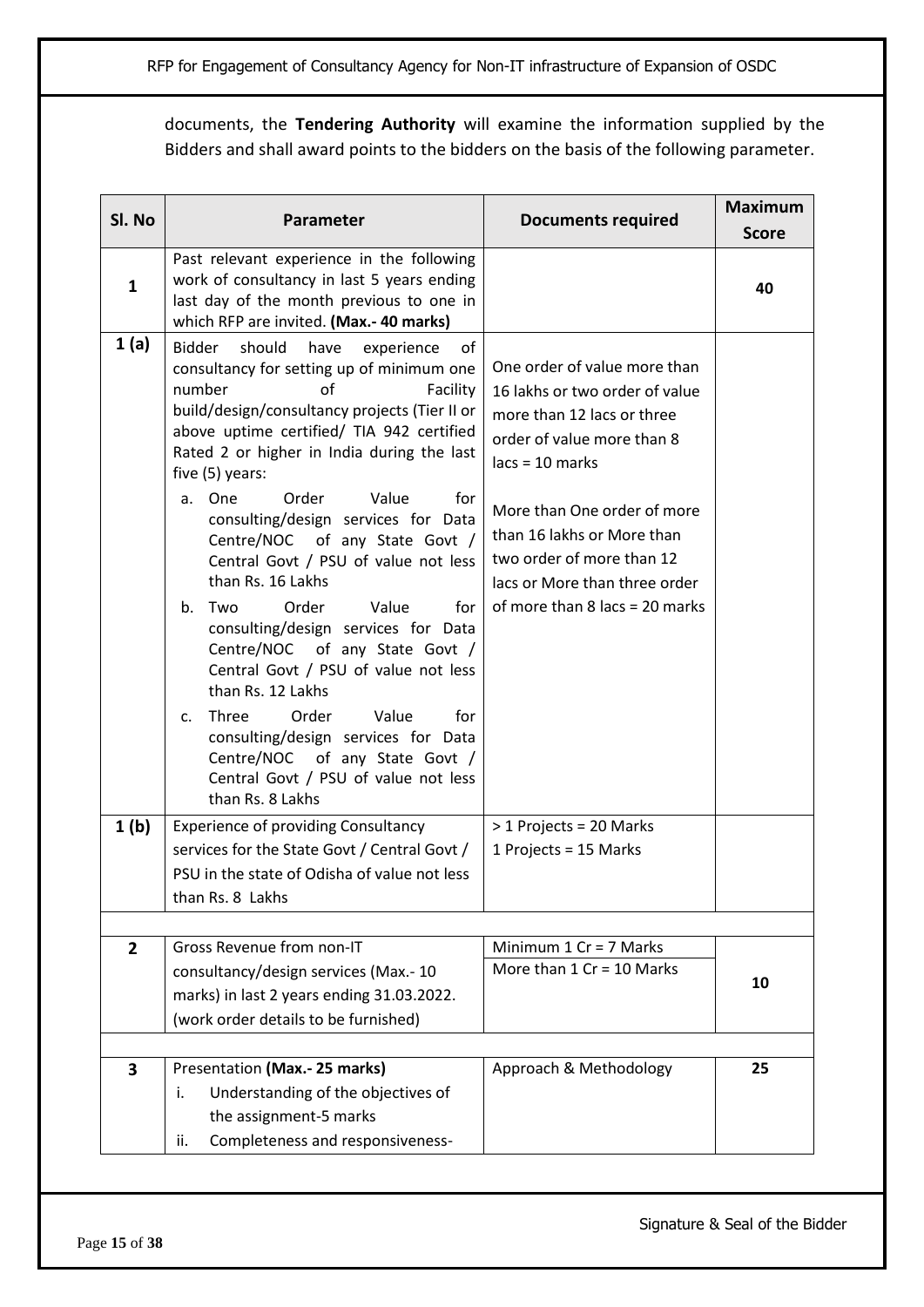documents, the **Tendering Authority** will examine the information supplied by the Bidders and shall award points to the bidders on the basis of the following parameter.

| Sl. No | Parameter | Documents required | Maximum Score |
|---|---|---|---|
| 1 | Past relevant experience in the following work of consultancy in last 5 years ending last day of the month previous to one in which RFP are invited. **(Max.- 40 marks)** | | **40** |
| 1 (a) | Bidder should have experience of consultancy for setting up of minimum one number of Facility build/design/consultancy projects (Tier II or above uptime certified/ TIA 942 certified Rated 2 or higher in India during the last five (5) years:<br>a. One Order Value for consulting/design services for Data Centre/NOC of any State Govt / Central Govt / PSU of value not less than Rs. 16 Lakhs<br>b. Two Order Value for consulting/design services for Data Centre/NOC of any State Govt / Central Govt / PSU of value not less than Rs. 12 Lakhs<br>c. Three Order Value for consulting/design services for Data Centre/NOC of any State Govt / Central Govt / PSU of value not less than Rs. 8 Lakhs | One order of value more than 16 lakhs or two order of value more than 12 lacs or three order of value more than 8 lacs = 10 marks<br><br>More than One order of more than 16 lakhs or More than two order of more than 12 lacs or More than three order of more than 8 lacs = 20 marks | |
| 1 (b) | Experience of providing Consultancy services for the State Govt / Central Govt / PSU in the state of Odisha of value not less than Rs. 8 Lakhs | > 1 Projects = 20 Marks<br>1 Projects = 15 Marks | |
| | | | |
| 2 | Gross Revenue from non-IT consultancy/design services (Max.- 10 marks) in last 2 years ending 31.03.2022. (work order details to be furnished) | Minimum 1 Cr = 7 Marks<br>More than 1 Cr = 10 Marks | 10 |
| | | | |
| 3 | Presentation **(Max.- 25 marks)**<br>i. Understanding of the objectives of the assignment-5 marks<br>ii. Completeness and responsiveness- | Approach & Methodology | 25 |

Signature & Seal of the Bidder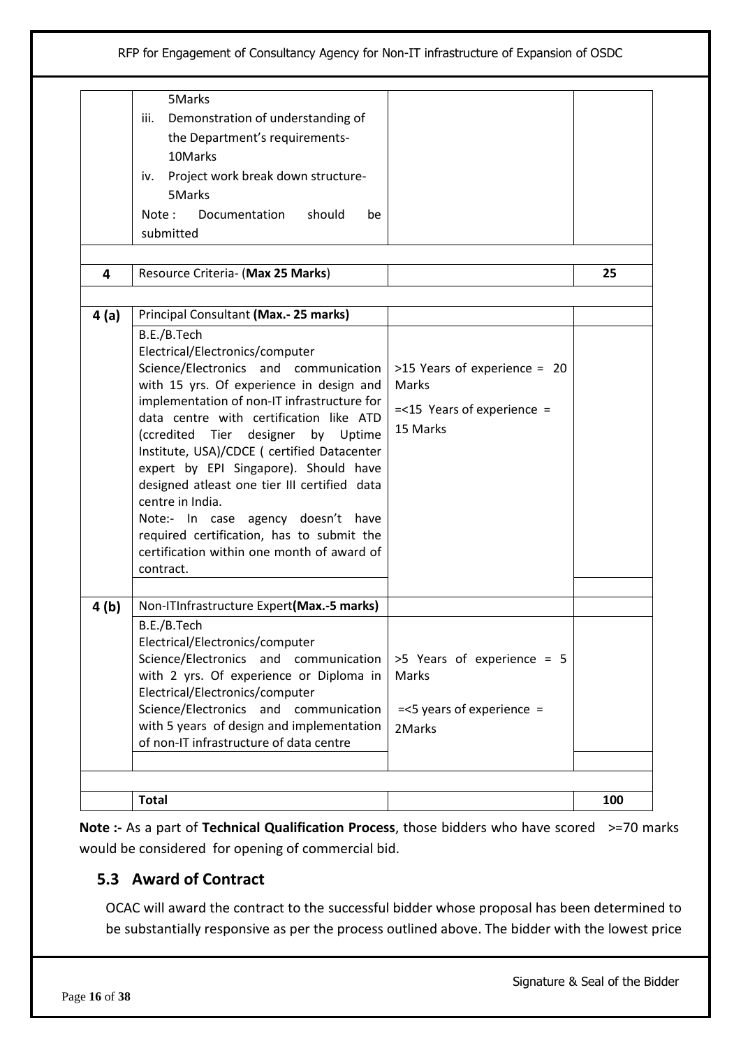| | | | |
|---|---|---|---|
| | 5Marks<br>iii. Demonstration of understanding of the Department's requirements- 10Marks<br>iv. Project work break down structure- 5Marks<br>Note : Documentation should be submitted | | |
| | | | |
| 4 | Resource Criteria- (**Max 25 Marks**) | | 25 |
| | | | |
| 4 (a) | Principal Consultant **(Max.- 25 marks)** | | |
| | B.E./B.Tech Electrical/Electronics/computer Science/Electronics and communication with 15 yrs. Of experience in design and implementation of non-IT infrastructure for data centre with certification like ATD (ccredited Tier designer by Uptime Institute, USA)/CDCE ( certified Datacenter expert by EPI Singapore). Should have designed atleast one tier III certified data centre in India.<br>Note:- In case agency doesn't have required certification, has to submit the certification within one month of award of contract. | >15 Years of experience = 20 Marks<br>=<15 Years of experience = 15 Marks | |
| | | | |
| 4 (b) | Non-ITInfrastructure Expert**(Max.-5 marks)** | | |
| | B.E./B.Tech Electrical/Electronics/computer Science/Electronics and communication with 2 yrs. Of experience or Diploma in Electrical/Electronics/computer Science/Electronics and communication with 5 years of design and implementation of non-IT infrastructure of data centre | >5 Years of experience = 5 Marks<br>=<5 years of experience = 2Marks | |
| | | | |
| | | | |
| | **Total** | | 100 |

**Note :-** As a part of **Technical Qualification Process**, those bidders who have scored >=70 marks would be considered for opening of commercial bid.

## 5.3 Award of Contract

OCAC will award the contract to the successful bidder whose proposal has been determined to be substantially responsive as per the process outlined above. The bidder with the lowest price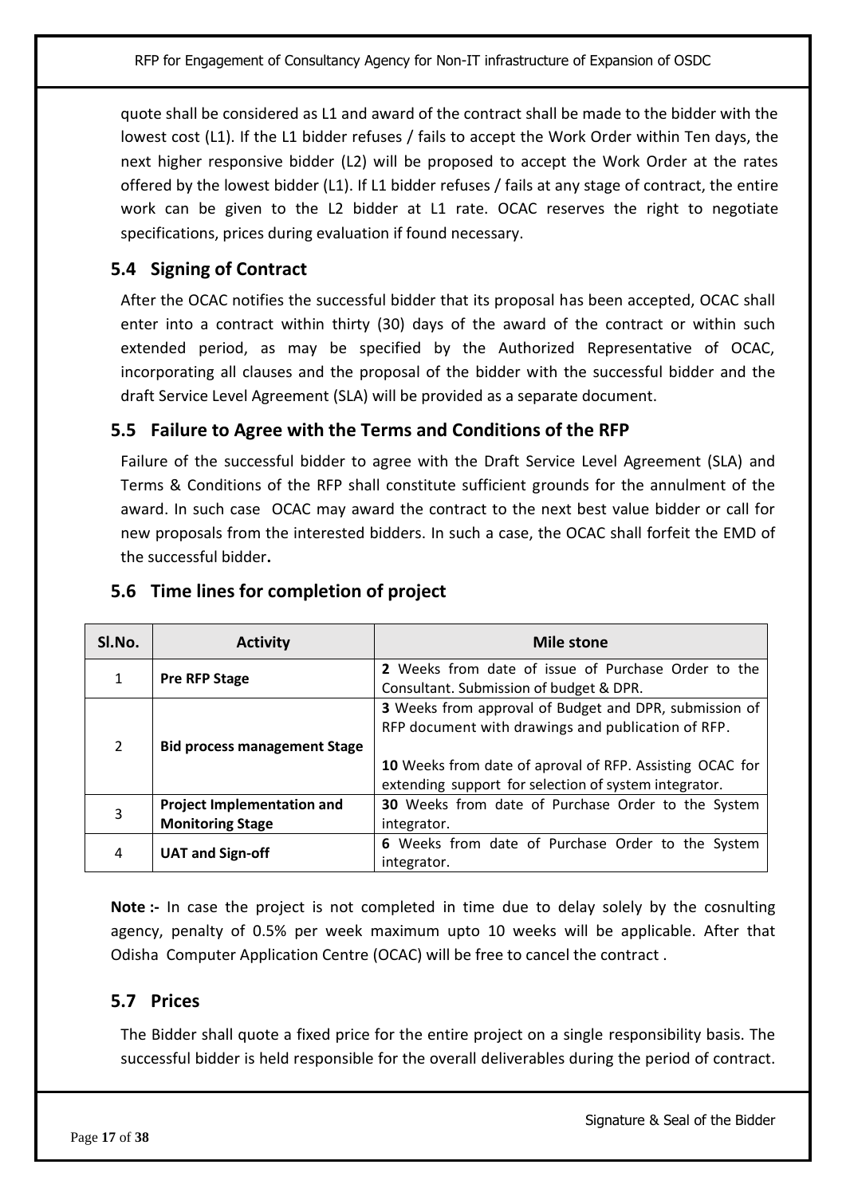quote shall be considered as L1 and award of the contract shall be made to the bidder with the lowest cost (L1). If the L1 bidder refuses / fails to accept the Work Order within Ten days, the next higher responsive bidder (L2) will be proposed to accept the Work Order at the rates offered by the lowest bidder (L1). If L1 bidder refuses / fails at any stage of contract, the entire work can be given to the L2 bidder at L1 rate. OCAC reserves the right to negotiate specifications, prices during evaluation if found necessary.

## 5.4 Signing of Contract

After the OCAC notifies the successful bidder that its proposal has been accepted, OCAC shall enter into a contract within thirty (30) days of the award of the contract or within such extended period, as may be specified by the Authorized Representative of OCAC, incorporating all clauses and the proposal of the bidder with the successful bidder and the draft Service Level Agreement (SLA) will be provided as a separate document.

## 5.5 Failure to Agree with the Terms and Conditions of the RFP

Failure of the successful bidder to agree with the Draft Service Level Agreement (SLA) and Terms & Conditions of the RFP shall constitute sufficient grounds for the annulment of the award. In such case OCAC may award the contract to the next best value bidder or call for new proposals from the interested bidders. In such a case, the OCAC shall forfeit the EMD of the successful bidder**.**

## 5.6 Time lines for completion of project

| Sl.No. | Activity | Mile stone |
|---|---|---|
| 1 | **Pre RFP Stage** | **2** Weeks from date of issue of Purchase Order to the Consultant. Submission of budget & DPR. |
| 2 | **Bid process management Stage** | **3** Weeks from approval of Budget and DPR, submission of RFP document with drawings and publication of RFP.<br><br>**10** Weeks from date of aproval of RFP. Assisting OCAC for extending support for selection of system integrator. |
| 3 | **Project Implementation and Monitoring Stage** | **30** Weeks from date of Purchase Order to the System integrator. |
| 4 | **UAT and Sign-off** | **6** Weeks from date of Purchase Order to the System integrator. |

**Note :-** In case the project is not completed in time due to delay solely by the cosnulting agency, penalty of 0.5% per week maximum upto 10 weeks will be applicable. After that Odisha Computer Application Centre (OCAC) will be free to cancel the contract .

## 5.7 Prices

The Bidder shall quote a fixed price for the entire project on a single responsibility basis. The successful bidder is held responsible for the overall deliverables during the period of contract.

Signature & Seal of the Bidder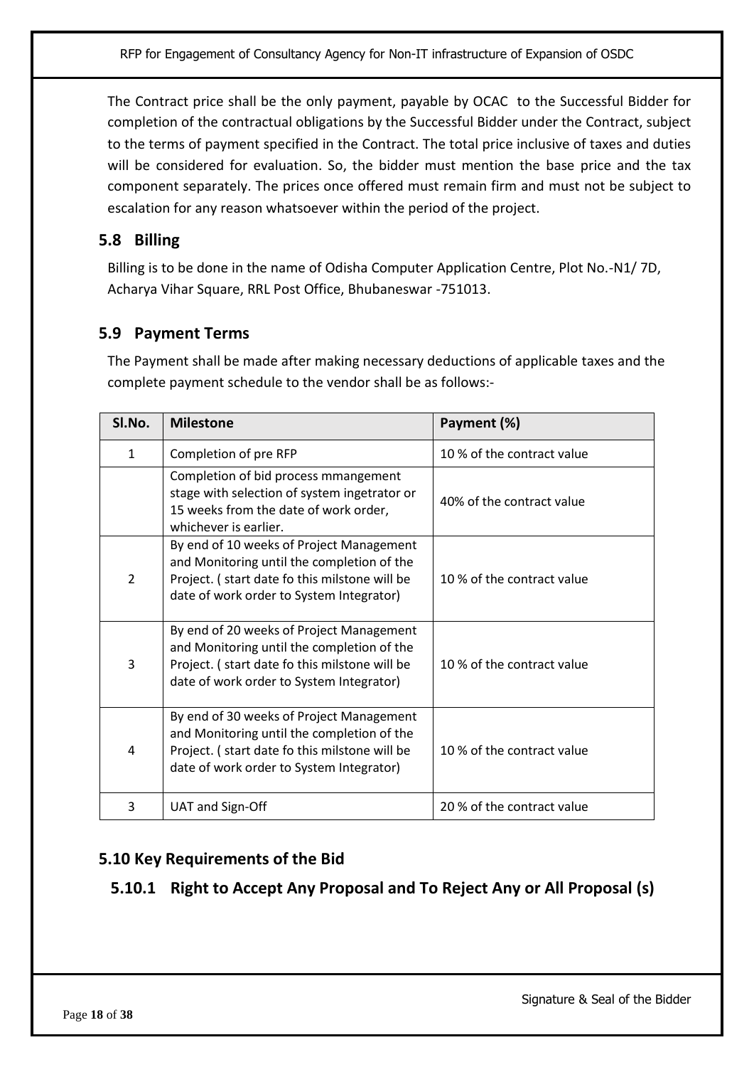The Contract price shall be the only payment, payable by OCAC to the Successful Bidder for completion of the contractual obligations by the Successful Bidder under the Contract, subject to the terms of payment specified in the Contract. The total price inclusive of taxes and duties will be considered for evaluation. So, the bidder must mention the base price and the tax component separately. The prices once offered must remain firm and must not be subject to escalation for any reason whatsoever within the period of the project.

## 5.8 Billing

Billing is to be done in the name of Odisha Computer Application Centre, Plot No.-N1/ 7D, Acharya Vihar Square, RRL Post Office, Bhubaneswar -751013.

## 5.9 Payment Terms

The Payment shall be made after making necessary deductions of applicable taxes and the complete payment schedule to the vendor shall be as follows:-

| Sl.No. | Milestone | Payment (%) |
|---|---|---|
| 1 | Completion of pre RFP | 10 % of the contract value |
| | Completion of bid process mmangement stage with selection of system ingetrator or 15 weeks from the date of work order, whichever is earlier. | 40% of the contract value |
| 2 | By end of 10 weeks of Project Management and Monitoring until the completion of the Project. ( start date fo this milstone will be date of work order to System Integrator) | 10 % of the contract value |
| 3 | By end of 20 weeks of Project Management and Monitoring until the completion of the Project. ( start date fo this milstone will be date of work order to System Integrator) | 10 % of the contract value |
| 4 | By end of 30 weeks of Project Management and Monitoring until the completion of the Project. ( start date fo this milstone will be date of work order to System Integrator) | 10 % of the contract value |
| 3 | UAT and Sign-Off | 20 % of the contract value |

## 5.10 Key Requirements of the Bid

### 5.10.1 Right to Accept Any Proposal and To Reject Any or All Proposal (s)

Signature & Seal of the Bidder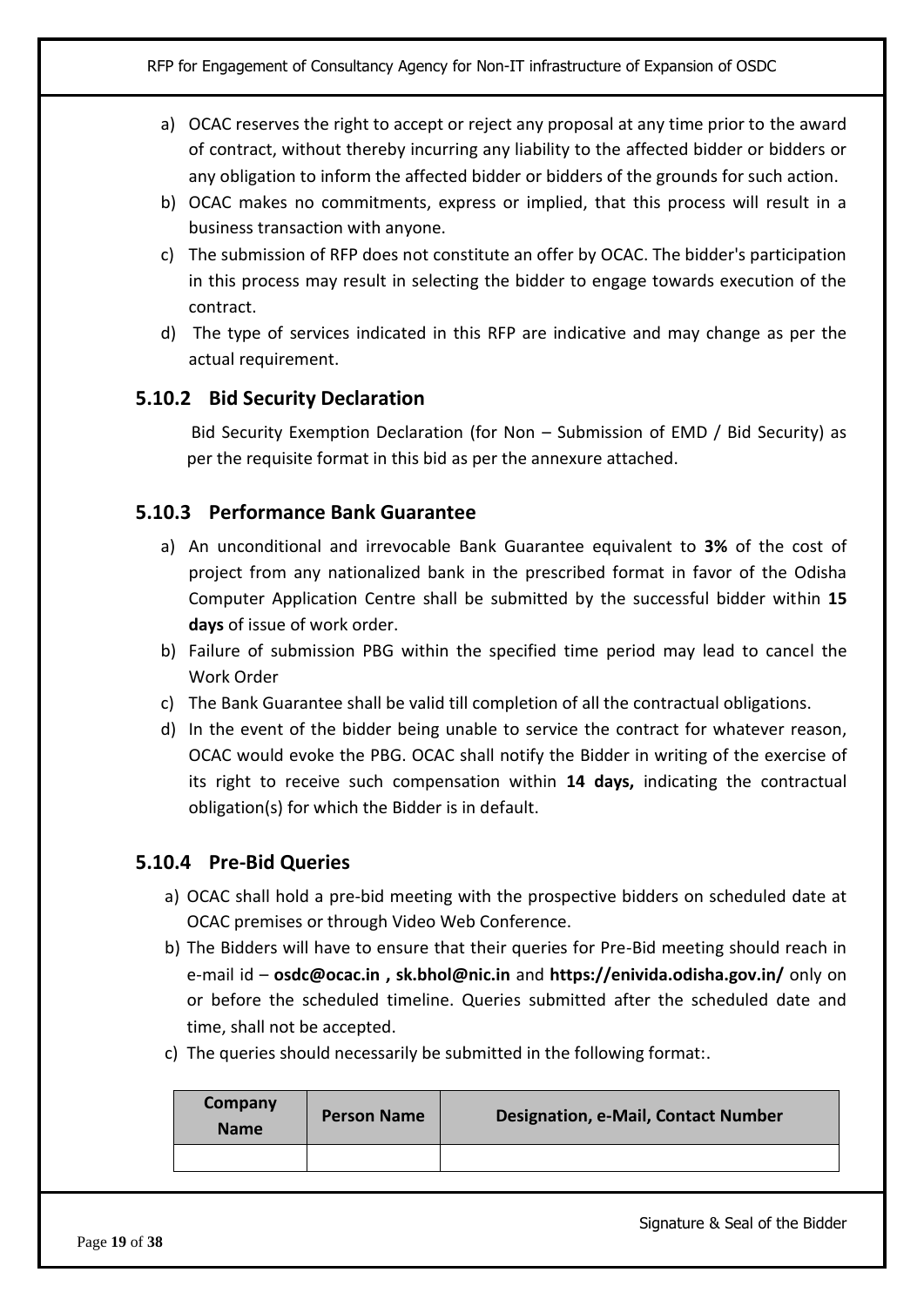a) OCAC reserves the right to accept or reject any proposal at any time prior to the award of contract, without thereby incurring any liability to the affected bidder or bidders or any obligation to inform the affected bidder or bidders of the grounds for such action.
b) OCAC makes no commitments, express or implied, that this process will result in a business transaction with anyone.
c) The submission of RFP does not constitute an offer by OCAC. The bidder's participation in this process may result in selecting the bidder to engage towards execution of the contract.
d) The type of services indicated in this RFP are indicative and may change as per the actual requirement.

### 5.10.2 Bid Security Declaration

Bid Security Exemption Declaration (for Non – Submission of EMD / Bid Security) as per the requisite format in this bid as per the annexure attached.

### 5.10.3 Performance Bank Guarantee

a) An unconditional and irrevocable Bank Guarantee equivalent to **3%** of the cost of project from any nationalized bank in the prescribed format in favor of the Odisha Computer Application Centre shall be submitted by the successful bidder within **15 days** of issue of work order.
b) Failure of submission PBG within the specified time period may lead to cancel the Work Order
c) The Bank Guarantee shall be valid till completion of all the contractual obligations.
d) In the event of the bidder being unable to service the contract for whatever reason, OCAC would evoke the PBG. OCAC shall notify the Bidder in writing of the exercise of its right to receive such compensation within **14 days,** indicating the contractual obligation(s) for which the Bidder is in default.

### 5.10.4 Pre-Bid Queries

a) OCAC shall hold a pre-bid meeting with the prospective bidders on scheduled date at OCAC premises or through Video Web Conference.
b) The Bidders will have to ensure that their queries for Pre-Bid meeting should reach in e-mail id – **osdc@ocac.in , sk.bhol@nic.in** and **https://enivida.odisha.gov.in/** only on or before the scheduled timeline. Queries submitted after the scheduled date and time, shall not be accepted.
c) The queries should necessarily be submitted in the following format:.

| Company Name | Person Name | Designation, e-Mail, Contact Number |
|---|---|---|
| | | |

Signature & Seal of the Bidder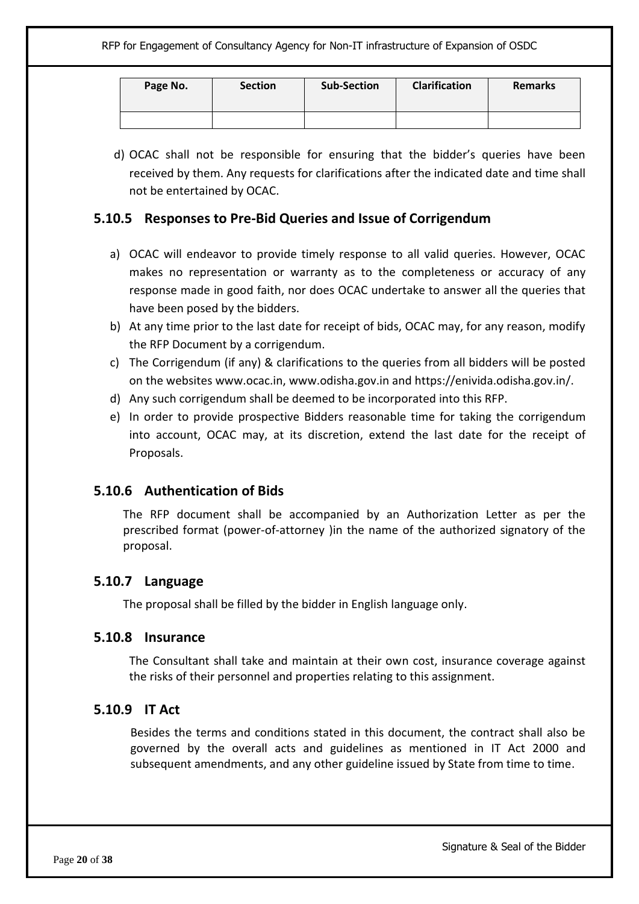| Page No. | Section | Sub-Section | Clarification | Remarks |
|---|---|---|---|---|
| | | | | |

d) OCAC shall not be responsible for ensuring that the bidder's queries have been received by them. Any requests for clarifications after the indicated date and time shall not be entertained by OCAC.

### 5.10.5 Responses to Pre-Bid Queries and Issue of Corrigendum

a) OCAC will endeavor to provide timely response to all valid queries. However, OCAC makes no representation or warranty as to the completeness or accuracy of any response made in good faith, nor does OCAC undertake to answer all the queries that have been posed by the bidders.
b) At any time prior to the last date for receipt of bids, OCAC may, for any reason, modify the RFP Document by a corrigendum.
c) The Corrigendum (if any) & clarifications to the queries from all bidders will be posted on the websites www.ocac.in, www.odisha.gov.in and https://enivida.odisha.gov.in/.
d) Any such corrigendum shall be deemed to be incorporated into this RFP.
e) In order to provide prospective Bidders reasonable time for taking the corrigendum into account, OCAC may, at its discretion, extend the last date for the receipt of Proposals.

### 5.10.6 Authentication of Bids

The RFP document shall be accompanied by an Authorization Letter as per the prescribed format (power-of-attorney )in the name of the authorized signatory of the proposal.

### 5.10.7 Language

The proposal shall be filled by the bidder in English language only.

### 5.10.8 Insurance

The Consultant shall take and maintain at their own cost, insurance coverage against the risks of their personnel and properties relating to this assignment.

### 5.10.9 IT Act

Besides the terms and conditions stated in this document, the contract shall also be governed by the overall acts and guidelines as mentioned in IT Act 2000 and subsequent amendments, and any other guideline issued by State from time to time.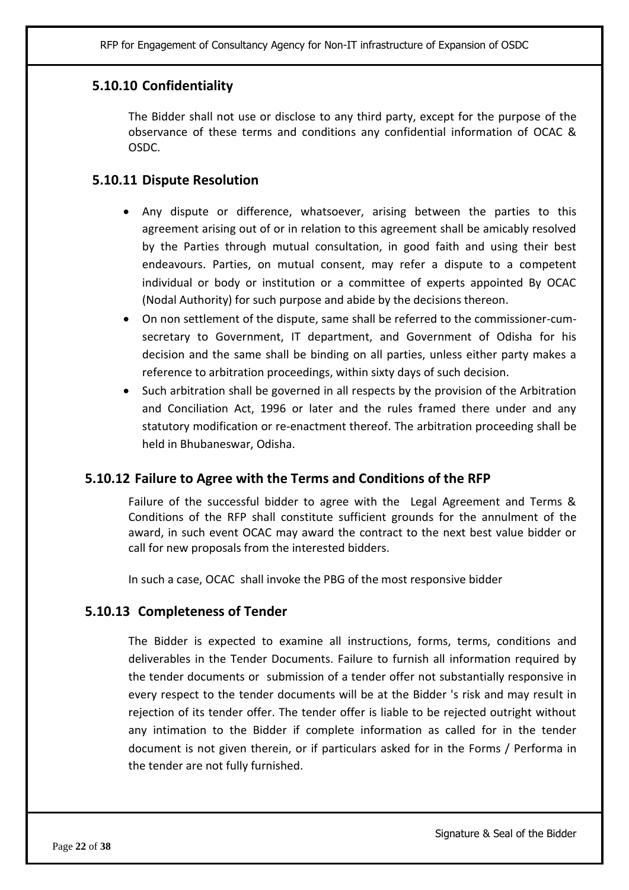### 5.10.10 Confidentiality

The Bidder shall not use or disclose to any third party, except for the purpose of the observance of these terms and conditions any confidential information of OCAC & OSDC.

### 5.10.11 Dispute Resolution

- Any dispute or difference, whatsoever, arising between the parties to this agreement arising out of or in relation to this agreement shall be amicably resolved by the Parties through mutual consultation, in good faith and using their best endeavours. Parties, on mutual consent, may refer a dispute to a competent individual or body or institution or a committee of experts appointed By OCAC (Nodal Authority) for such purpose and abide by the decisions thereon.
- On non settlement of the dispute, same shall be referred to the commissioner-cum-secretary to Government, IT department, and Government of Odisha for his decision and the same shall be binding on all parties, unless either party makes a reference to arbitration proceedings, within sixty days of such decision.
- Such arbitration shall be governed in all respects by the provision of the Arbitration and Conciliation Act, 1996 or later and the rules framed there under and any statutory modification or re-enactment thereof. The arbitration proceeding shall be held in Bhubaneswar, Odisha.

### 5.10.12 Failure to Agree with the Terms and Conditions of the RFP

Failure of the successful bidder to agree with the Legal Agreement and Terms & Conditions of the RFP shall constitute sufficient grounds for the annulment of the award, in such event OCAC may award the contract to the next best value bidder or call for new proposals from the interested bidders.

In such a case, OCAC shall invoke the PBG of the most responsive bidder

### 5.10.13 Completeness of Tender

The Bidder is expected to examine all instructions, forms, terms, conditions and deliverables in the Tender Documents. Failure to furnish all information required by the tender documents or submission of a tender offer not substantially responsive in every respect to the tender documents will be at the Bidder 's risk and may result in rejection of its tender offer. The tender offer is liable to be rejected outright without any intimation to the Bidder if complete information as called for in the tender document is not given therein, or if particulars asked for in the Forms / Performa in the tender are not fully furnished.

Signature & Seal of the Bidder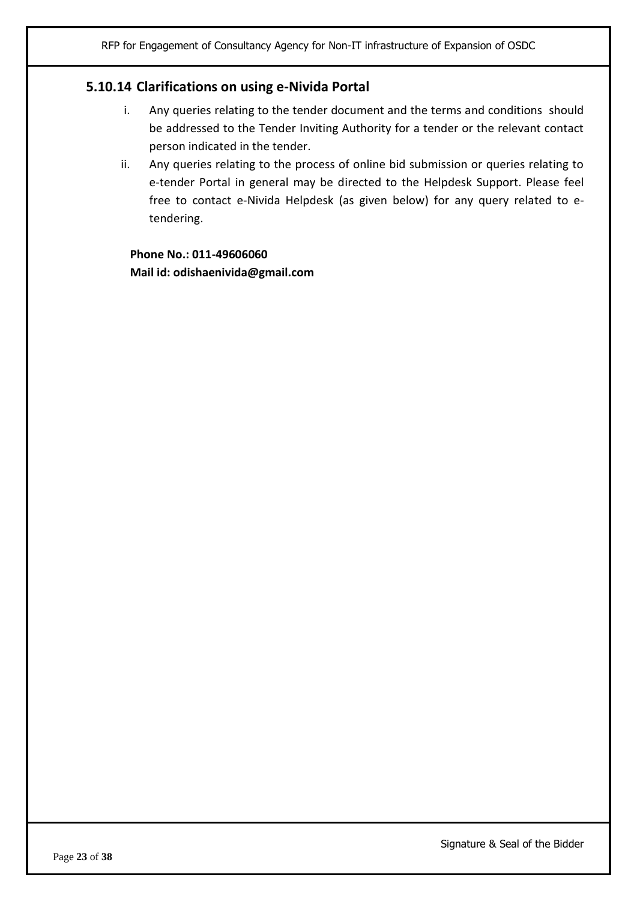### 5.10.14 Clarifications on using e-Nivida Portal

i. Any queries relating to the tender document and the terms and conditions should be addressed to the Tender Inviting Authority for a tender or the relevant contact person indicated in the tender.

ii. Any queries relating to the process of online bid submission or queries relating to e-tender Portal in general may be directed to the Helpdesk Support. Please feel free to contact e-Nivida Helpdesk (as given below) for any query related to e-tendering.

**Phone No.: 011-49606060**
**Mail id: odishaenivida@gmail.com**

Signature & Seal of the Bidder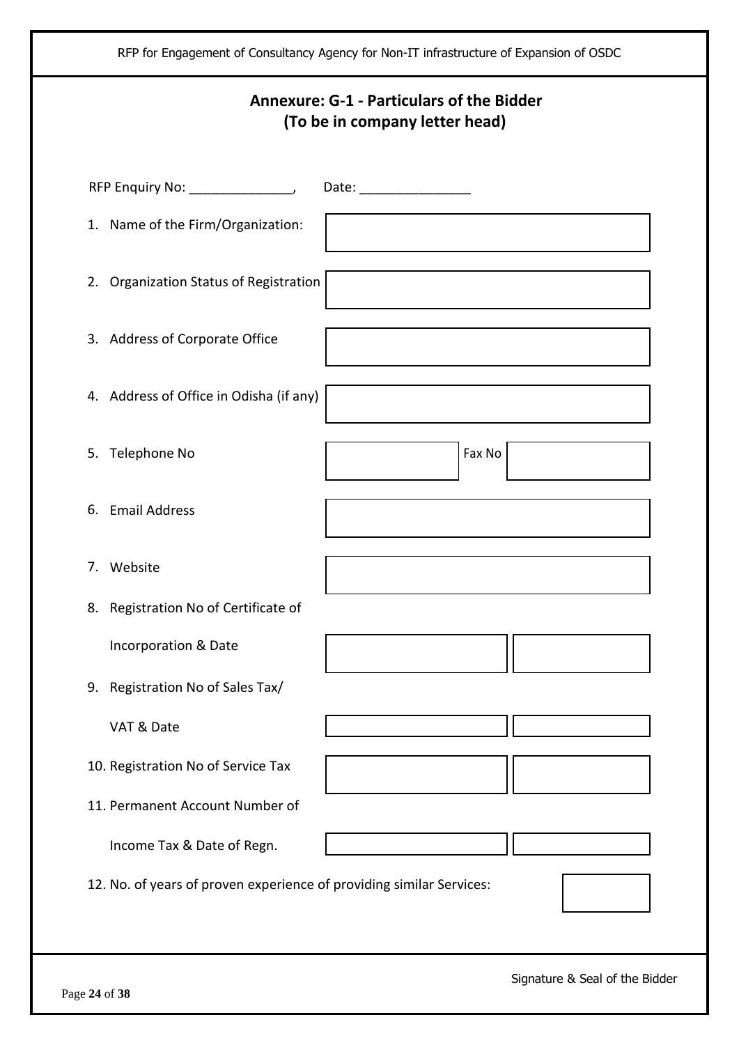## Annexure: G-1 - Particulars of the Bidder
### (To be in company letter head)

RFP Enquiry No: ______________, Date: _______________

| | | |
|---|---|---|
| 1. Name of the Firm/Organization: | | |
| 2. Organization Status of Registration | | |
| 3. Address of Corporate Office | | |
| 4. Address of Office in Odisha (if any) | | |
| 5. Telephone No | | Fax No |
| 6. Email Address | | |
| 7. Website | | |
| 8. Registration No of Certificate of Incorporation & Date | | |
| 9. Registration No of Sales Tax/ VAT & Date | | |
| 10. Registration No of Service Tax | | |
| 11. Permanent Account Number of Income Tax & Date of Regn. | | |
| 12. No. of years of proven experience of providing similar Services: | | |

Signature & Seal of the Bidder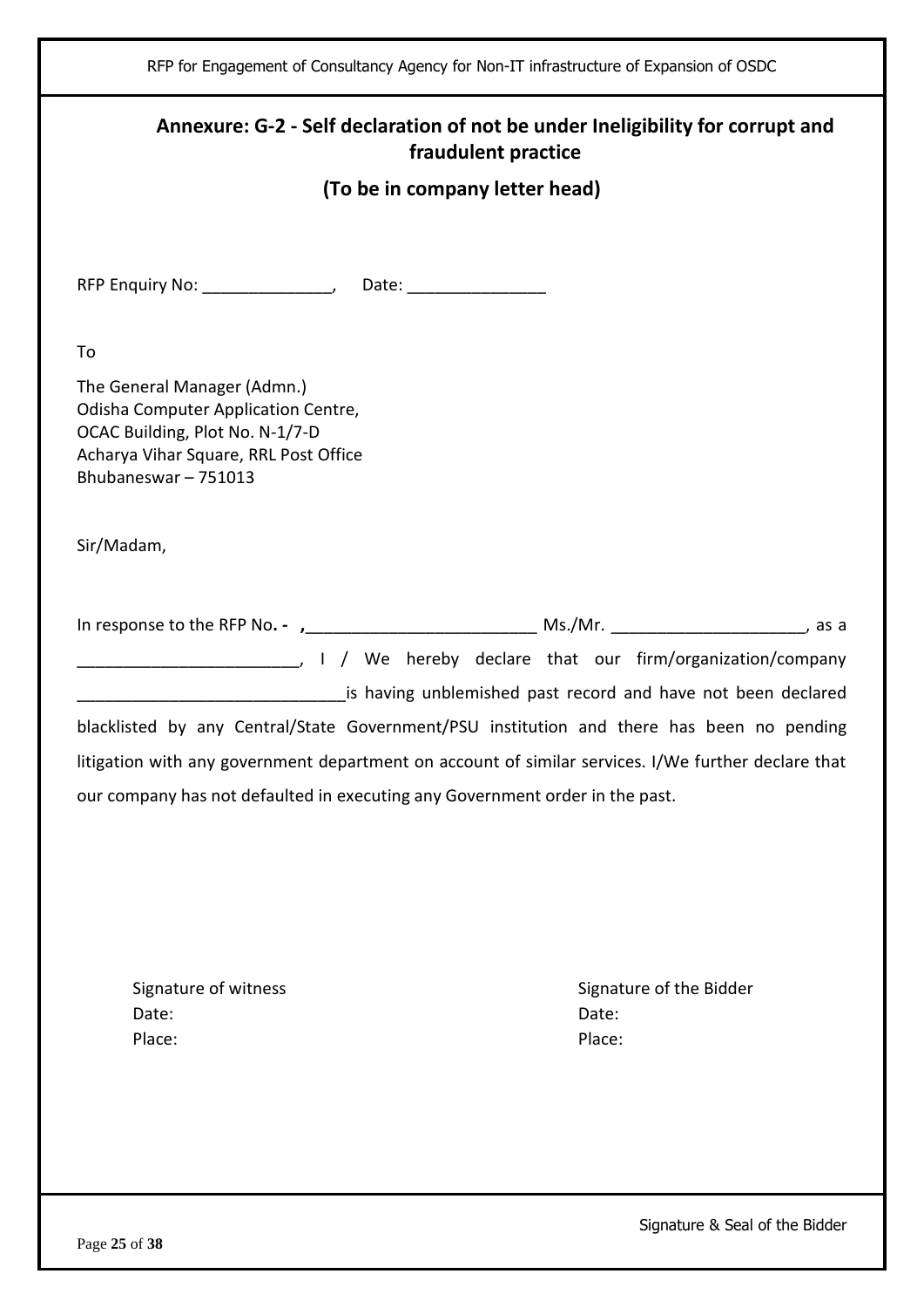## Annexure: G-2 - Self declaration of not be under Ineligibility for corrupt and fraudulent practice

### (To be in company letter head)

RFP Enquiry No: ______________, Date: _______________

To

The General Manager (Admn.)
Odisha Computer Application Centre,
OCAC Building, Plot No. N-1/7-D
Acharya Vihar Square, RRL Post Office
Bhubaneswar – 751013

Sir/Madam,

In response to the RFP No**. - ,**_________________________ Ms./Mr. _____________________, as a _________________________, I / We hereby declare that our firm/organization/company _____________________________is having unblemished past record and have not been declared blacklisted by any Central/State Government/PSU institution and there has been no pending litigation with any government department on account of similar services. I/We further declare that our company has not defaulted in executing any Government order in the past.

| Signature of witness | Signature of the Bidder |
|---|---|
| Date: | Date: |
| Place: | Place: |

Signature & Seal of the Bidder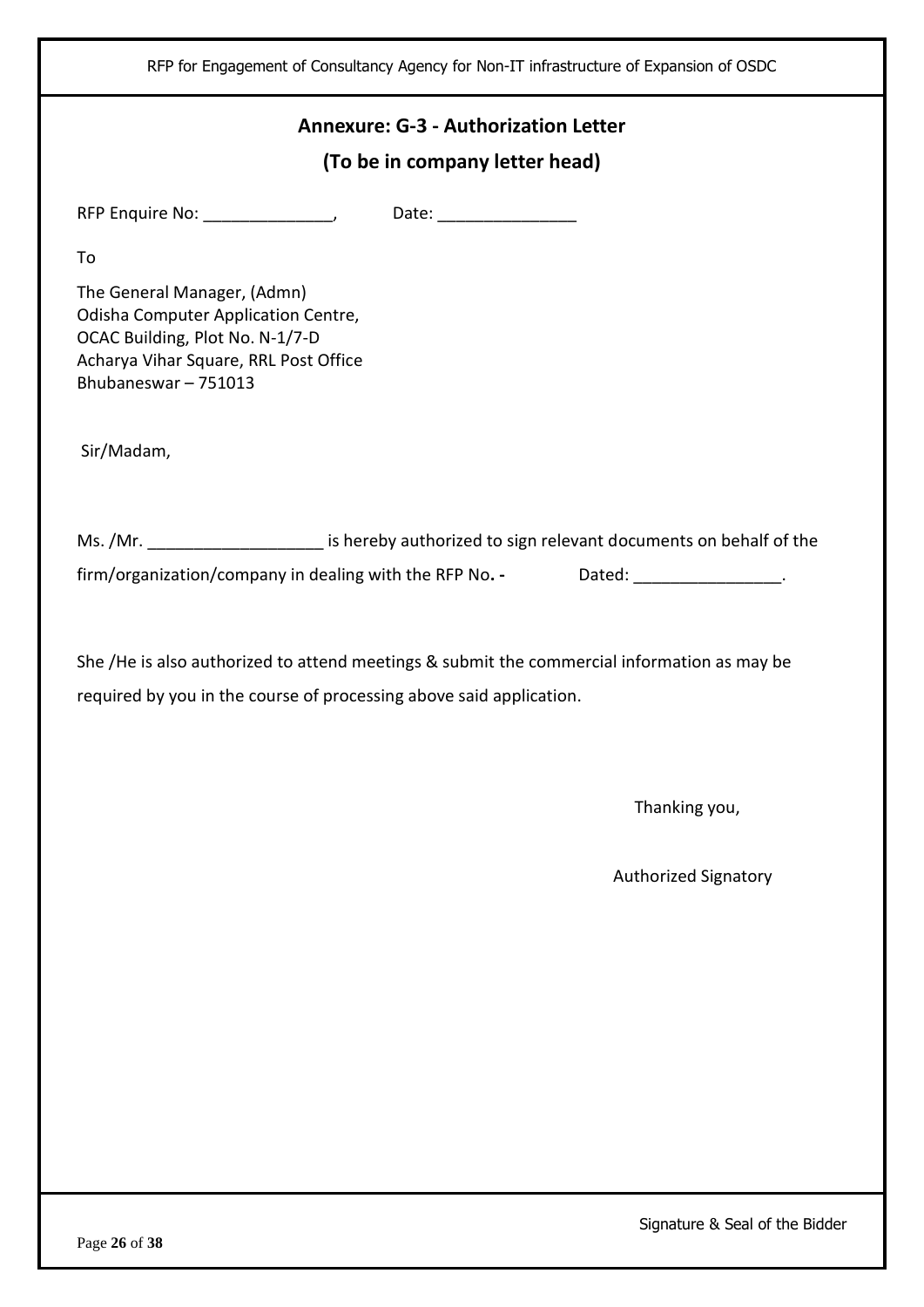## Annexure: G-3 - Authorization Letter

## (To be in company letter head)

RFP Enquire No: ______________,        Date: _______________

To

The General Manager, (Admn)
Odisha Computer Application Centre,
OCAC Building, Plot No. N-1/7-D
Acharya Vihar Square, RRL Post Office
Bhubaneswar – 751013

Sir/Madam,

Ms. /Mr. ___________________ is hereby authorized to sign relevant documents on behalf of the firm/organization/company in dealing with the RFP No**. -**        Dated: ________________.

She /He is also authorized to attend meetings & submit the commercial information as may be required by you in the course of processing above said application.

Thanking you,

Authorized Signatory

Signature & Seal of the Bidder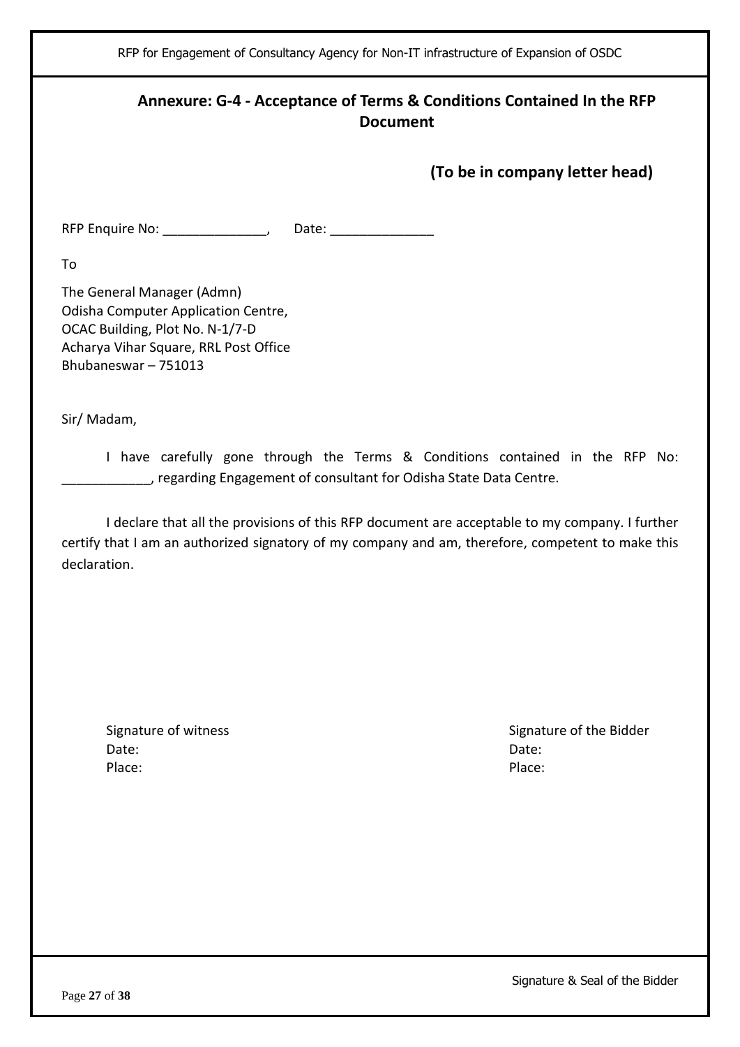## Annexure: G-4 - Acceptance of Terms & Conditions Contained In the RFP Document

**(To be in company letter head)**

RFP Enquire No: ______________, Date: ______________

To

The General Manager (Admn)
Odisha Computer Application Centre,
OCAC Building, Plot No. N-1/7-D
Acharya Vihar Square, RRL Post Office
Bhubaneswar – 751013

Sir/ Madam,

I have carefully gone through the Terms & Conditions contained in the RFP No: ____________, regarding Engagement of consultant for Odisha State Data Centre.

I declare that all the provisions of this RFP document are acceptable to my company. I further certify that I am an authorized signatory of my company and am, therefore, competent to make this declaration.

Signature of witness
Date:
Place:

Signature of the Bidder
Date:
Place:

Signature & Seal of the Bidder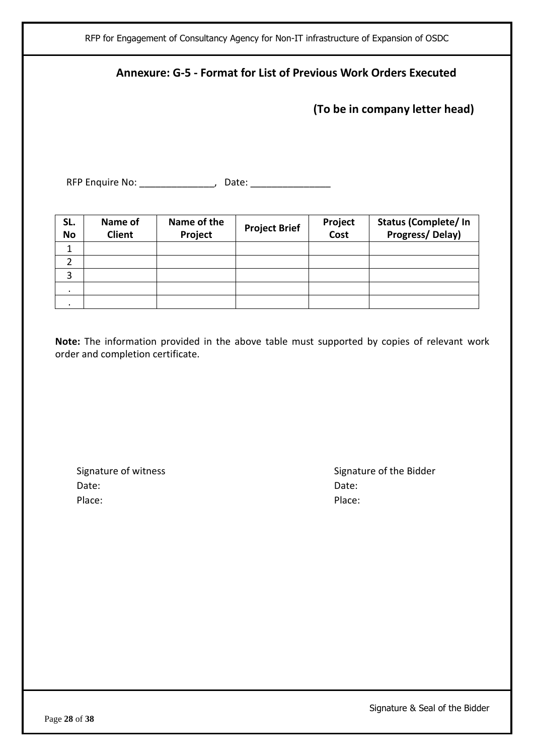## Annexure: G-5 - Format for List of Previous Work Orders Executed

**(To be in company letter head)**

RFP Enquire No: ______________, Date: _______________

| SL. No | Name of Client | Name of the Project | Project Brief | Project Cost | Status (Complete/ In Progress/ Delay) |
|---|---|---|---|---|---|
| 1 | | | | | |
| 2 | | | | | |
| 3 | | | | | |
| . | | | | | |
| . | | | | | |

**Note:** The information provided in the above table must supported by copies of relevant work order and completion certificate.

Signature of witness
Date:
Place:

Signature of the Bidder
Date:
Place:

Signature & Seal of the Bidder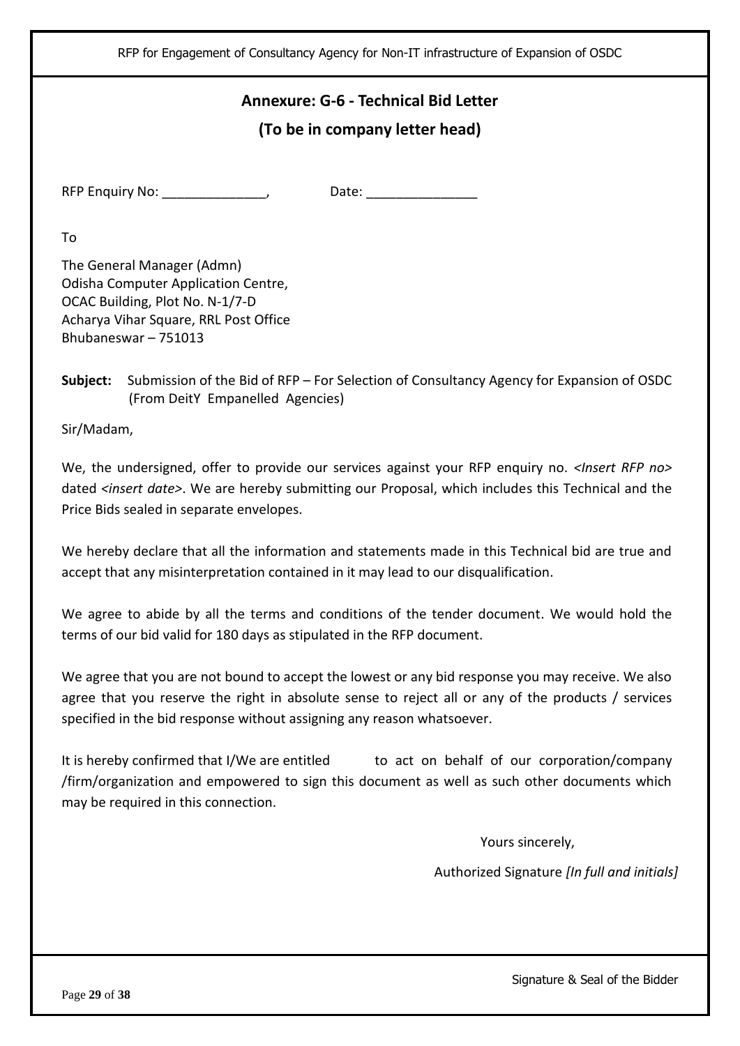## Annexure: G-6 - Technical Bid Letter

**(To be in company letter head)**

RFP Enquiry No: ______________,    Date: _______________

To

The General Manager (Admn)
Odisha Computer Application Centre,
OCAC Building, Plot No. N-1/7-D
Acharya Vihar Square, RRL Post Office
Bhubaneswar – 751013

**Subject:** Submission of the Bid of RFP – For Selection of Consultancy Agency for Expansion of OSDC (From DeitY Empanelled Agencies)

Sir/Madam,

We, the undersigned, offer to provide our services against your RFP enquiry no. *<Insert RFP no>* dated *<insert date>*. We are hereby submitting our Proposal, which includes this Technical and the Price Bids sealed in separate envelopes.

We hereby declare that all the information and statements made in this Technical bid are true and accept that any misinterpretation contained in it may lead to our disqualification.

We agree to abide by all the terms and conditions of the tender document. We would hold the terms of our bid valid for 180 days as stipulated in the RFP document.

We agree that you are not bound to accept the lowest or any bid response you may receive. We also agree that you reserve the right in absolute sense to reject all or any of the products / services specified in the bid response without assigning any reason whatsoever.

It is hereby confirmed that I/We are entitled to act on behalf of our corporation/company /firm/organization and empowered to sign this document as well as such other documents which may be required in this connection.

Yours sincerely,

Authorized Signature *[In full and initials]*

Signature & Seal of the Bidder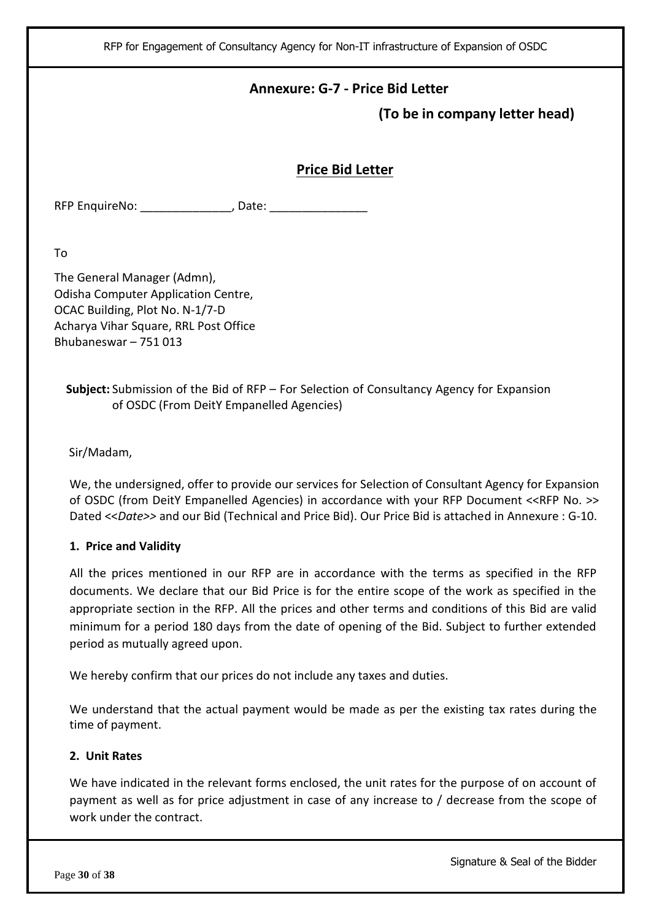## Annexure: G-7 - Price Bid Letter

**(To be in company letter head)**

### Price Bid Letter

RFP EnquireNo: ______________, Date: _______________

To

The General Manager (Admn),
Odisha Computer Application Centre,
OCAC Building, Plot No. N-1/7-D
Acharya Vihar Square, RRL Post Office
Bhubaneswar – 751 013

**Subject:** Submission of the Bid of RFP – For Selection of Consultancy Agency for Expansion of OSDC (From DeitY Empanelled Agencies)

Sir/Madam,

We, the undersigned, offer to provide our services for Selection of Consultant Agency for Expansion of OSDC (from DeitY Empanelled Agencies) in accordance with your RFP Document <<RFP No. >> Dated <<*Date*>> and our Bid (Technical and Price Bid). Our Price Bid is attached in Annexure : G-10.

**1. Price and Validity**

All the prices mentioned in our RFP are in accordance with the terms as specified in the RFP documents. We declare that our Bid Price is for the entire scope of the work as specified in the appropriate section in the RFP. All the prices and other terms and conditions of this Bid are valid minimum for a period 180 days from the date of opening of the Bid. Subject to further extended period as mutually agreed upon.

We hereby confirm that our prices do not include any taxes and duties.

We understand that the actual payment would be made as per the existing tax rates during the time of payment.

**2. Unit Rates**

We have indicated in the relevant forms enclosed, the unit rates for the purpose of on account of payment as well as for price adjustment in case of any increase to / decrease from the scope of work under the contract.

Signature & Seal of the Bidder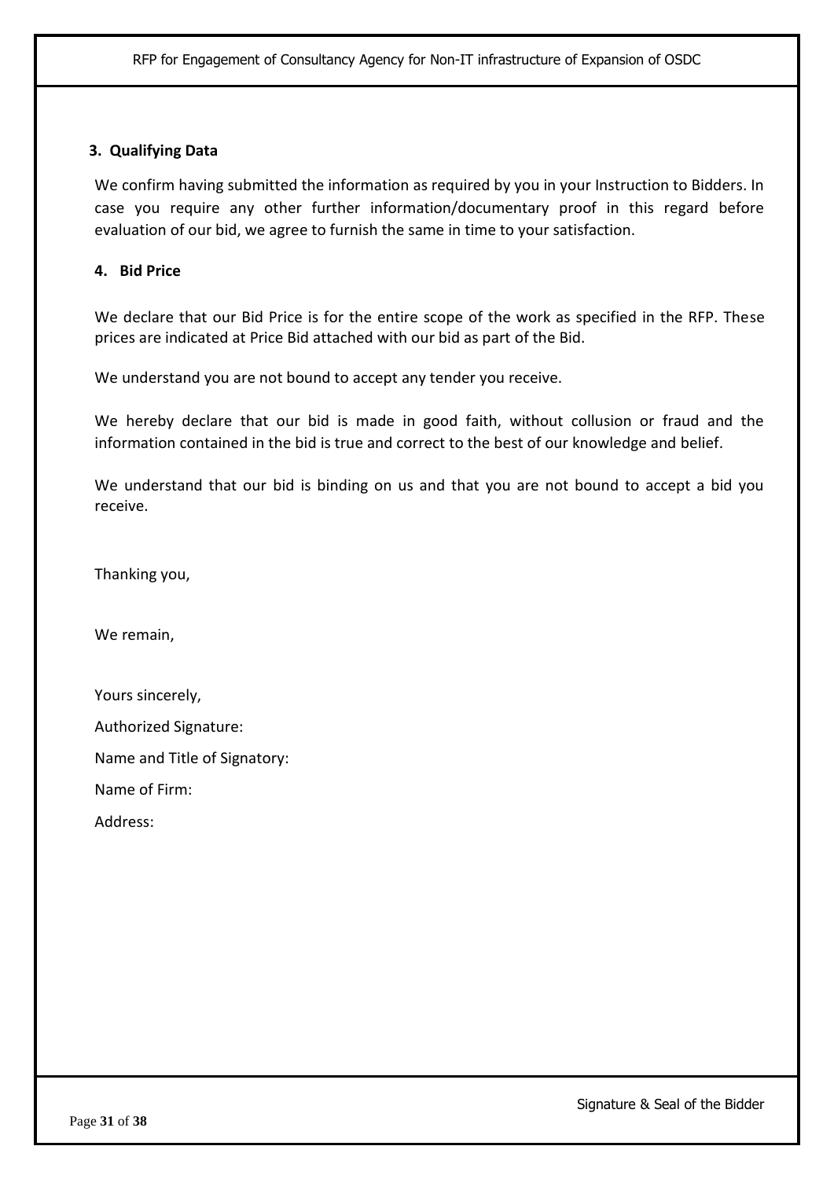### 3. Qualifying Data

We confirm having submitted the information as required by you in your Instruction to Bidders. In case you require any other further information/documentary proof in this regard before evaluation of our bid, we agree to furnish the same in time to your satisfaction.

### 4. Bid Price

We declare that our Bid Price is for the entire scope of the work as specified in the RFP. These prices are indicated at Price Bid attached with our bid as part of the Bid.

We understand you are not bound to accept any tender you receive.

We hereby declare that our bid is made in good faith, without collusion or fraud and the information contained in the bid is true and correct to the best of our knowledge and belief.

We understand that our bid is binding on us and that you are not bound to accept a bid you receive.

Thanking you,

We remain,

Yours sincerely,

Authorized Signature:

Name and Title of Signatory:

Name of Firm:

Address:

Signature & Seal of the Bidder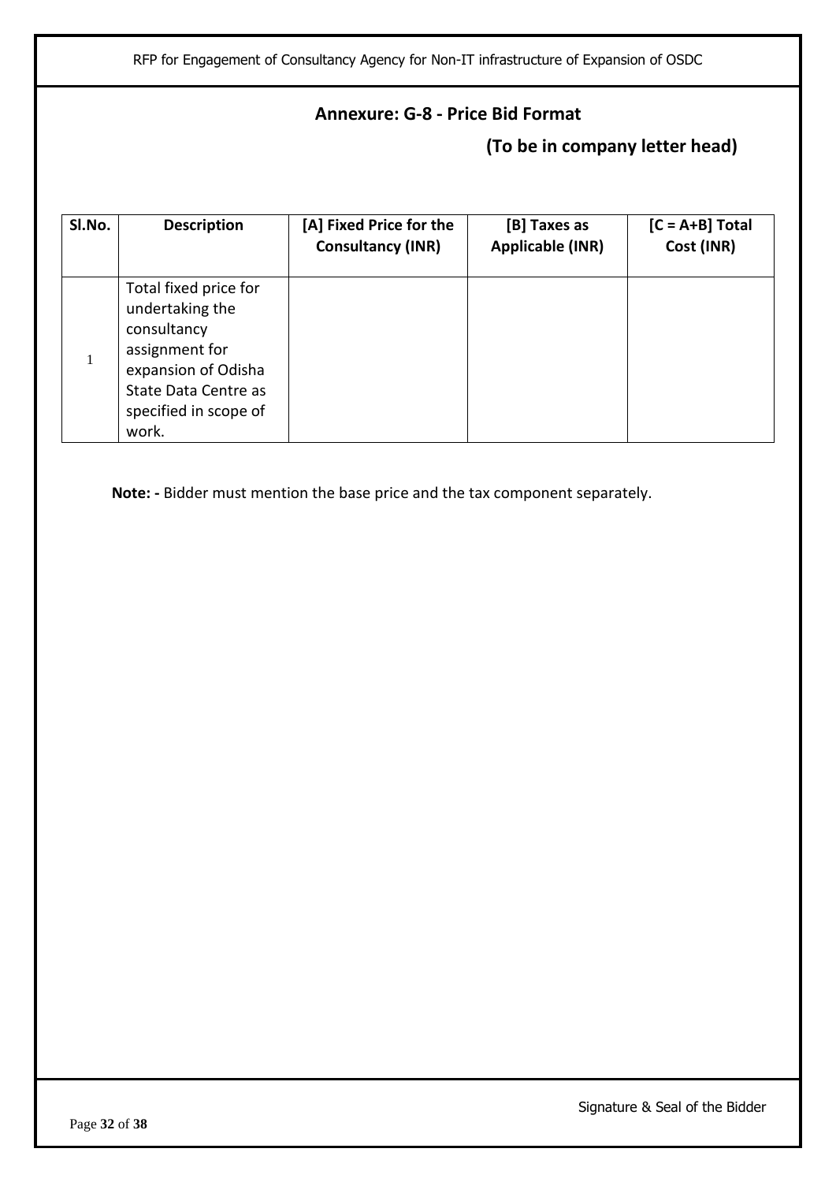## Annexure: G-8 - Price Bid Format

**(To be in company letter head)**

| Sl.No. | Description | [A] Fixed Price for the Consultancy (INR) | [B] Taxes as Applicable (INR) | [C = A+B] Total Cost (INR) |
|---|---|---|---|---|
| 1 | Total fixed price for undertaking the consultancy assignment for expansion of Odisha State Data Centre as specified in scope of work. | | | |

**Note: -** Bidder must mention the base price and the tax component separately.

Signature & Seal of the Bidder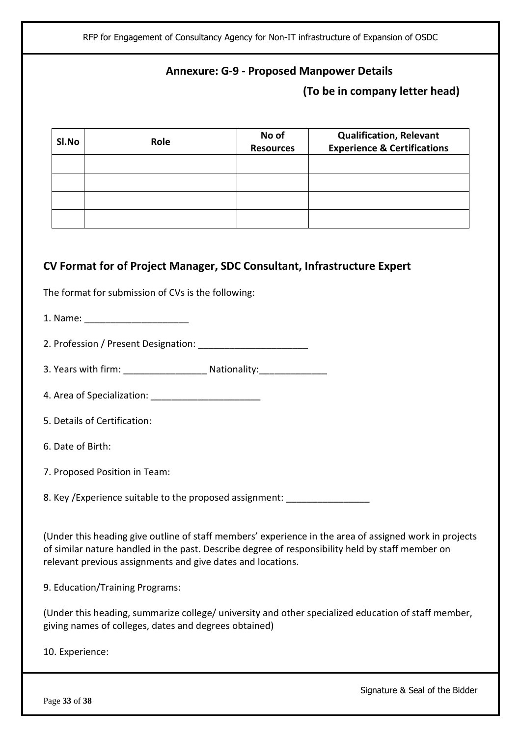## Annexure: G-9 - Proposed Manpower Details

**(To be in company letter head)**

| Sl.No | Role | No of Resources | Qualification, Relevant Experience & Certifications |
|---|---|---|---|
| | | | |
| | | | |
| | | | |
| | | | |

### CV Format for of Project Manager, SDC Consultant, Infrastructure Expert

The format for submission of CVs is the following:

1. Name: ____________________

2. Profession / Present Designation: _____________________

3. Years with firm: ________________ Nationality:_____________

4. Area of Specialization: _____________________

5. Details of Certification:

6. Date of Birth:

7. Proposed Position in Team:

8. Key /Experience suitable to the proposed assignment: ________________

(Under this heading give outline of staff members' experience in the area of assigned work in projects of similar nature handled in the past. Describe degree of responsibility held by staff member on relevant previous assignments and give dates and locations.

9. Education/Training Programs:

(Under this heading, summarize college/ university and other specialized education of staff member, giving names of colleges, dates and degrees obtained)

10. Experience:

Signature & Seal of the Bidder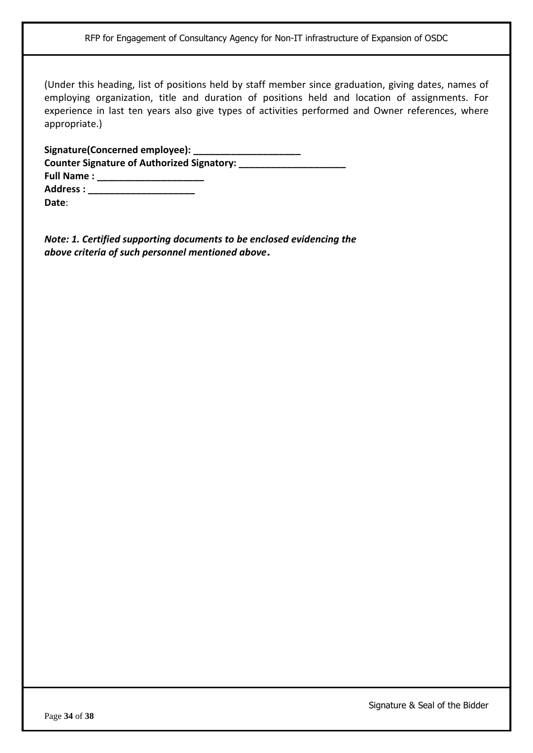(Under this heading, list of positions held by staff member since graduation, giving dates, names of employing organization, title and duration of positions held and location of assignments. For experience in last ten years also give types of activities performed and Owner references, where appropriate.)

**Signature(Concerned employee): ____________________**
**Counter Signature of Authorized Signatory: ____________________**
**Full Name : ____________________**
**Address : ____________________**
**Date**:

***Note: 1. Certified supporting documents to be enclosed evidencing the above criteria of such personnel mentioned above.***

Signature & Seal of the Bidder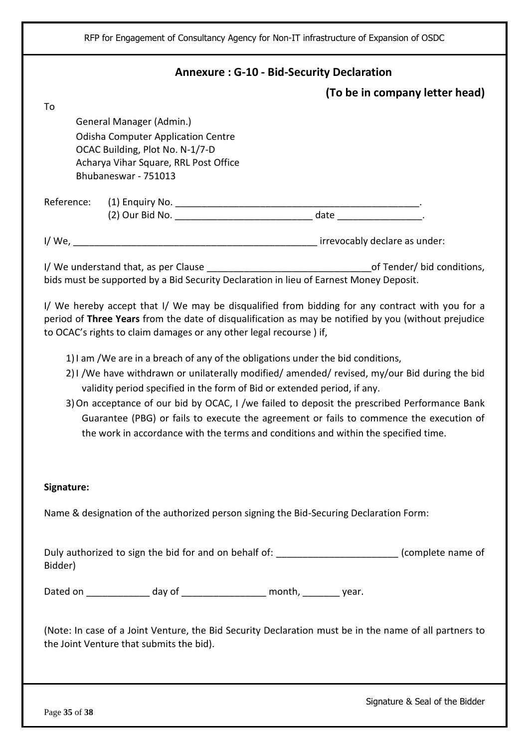## Annexure : G-10 - Bid-Security Declaration

**(To be in company letter head)**

To

General Manager (Admin.)
Odisha Computer Application Centre
OCAC Building, Plot No. N-1/7-D
Acharya Vihar Square, RRL Post Office
Bhubaneswar - 751013

Reference: (1) Enquiry No. _______________________________________________.
(2) Our Bid No. __________________________ date ________________.

I/ We, _______________________________________________ irrevocably declare as under:

I/ We understand that, as per Clause _______________________________of Tender/ bid conditions, bids must be supported by a Bid Security Declaration in lieu of Earnest Money Deposit.

I/ We hereby accept that I/ We may be disqualified from bidding for any contract with you for a period of **Three Years** from the date of disqualification as may be notified by you (without prejudice to OCAC's rights to claim damages or any other legal recourse ) if,

1) I am /We are in a breach of any of the obligations under the bid conditions,
2) I /We have withdrawn or unilaterally modified/ amended/ revised, my/our Bid during the bid validity period specified in the form of Bid or extended period, if any.
3) On acceptance of our bid by OCAC, I /we failed to deposit the prescribed Performance Bank Guarantee (PBG) or fails to execute the agreement or fails to commence the execution of the work in accordance with the terms and conditions and within the specified time.

**Signature:**

Name & designation of the authorized person signing the Bid-Securing Declaration Form:

Duly authorized to sign the bid for and on behalf of: _______________________ (complete name of Bidder)

Dated on ____________ day of ________________ month, _______ year.

(Note: In case of a Joint Venture, the Bid Security Declaration must be in the name of all partners to the Joint Venture that submits the bid).

Signature & Seal of the Bidder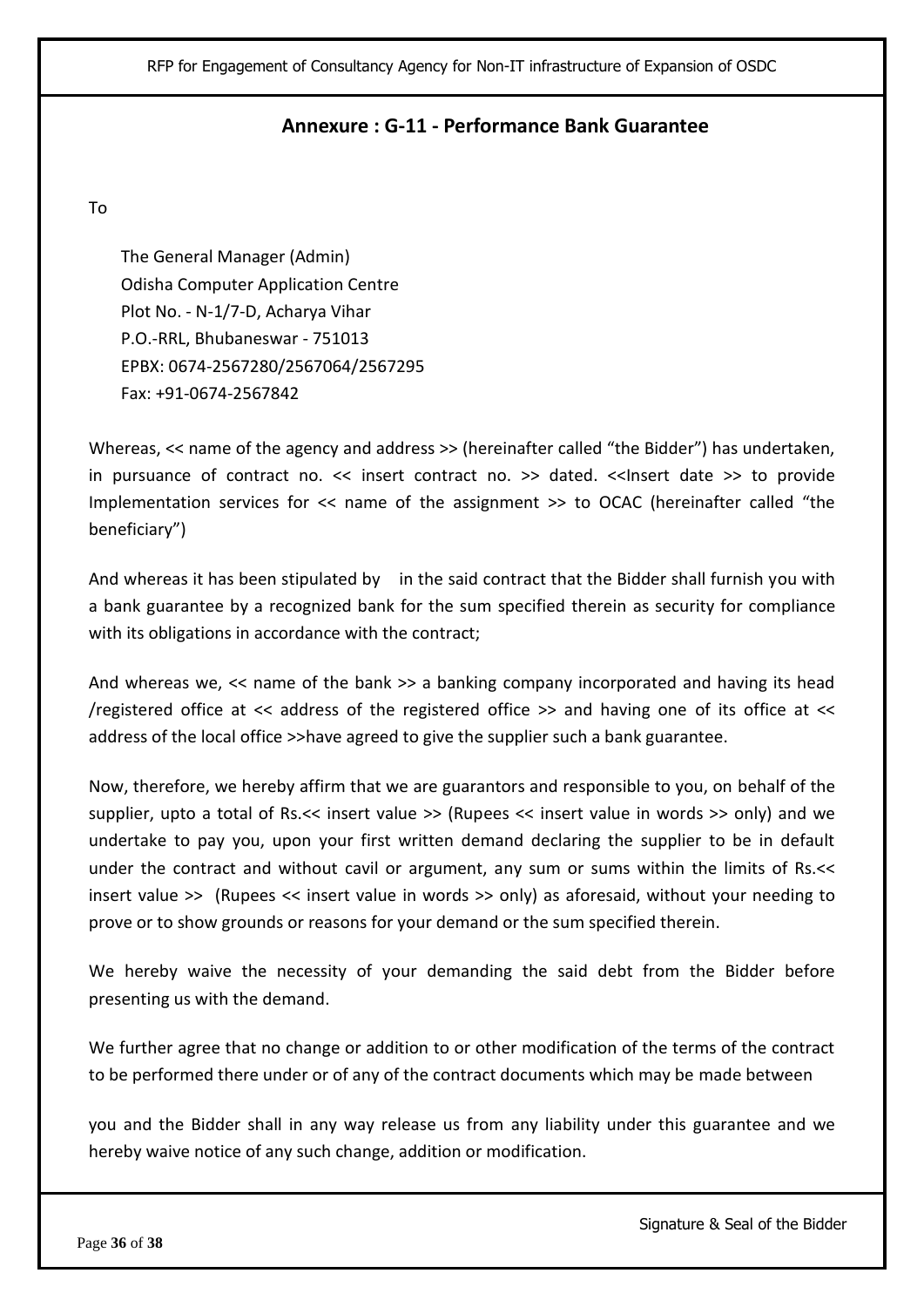## Annexure : G-11 - Performance Bank Guarantee

To

The General Manager (Admin)
Odisha Computer Application Centre
Plot No. - N-1/7-D, Acharya Vihar
P.O.-RRL, Bhubaneswar - 751013
EPBX: 0674-2567280/2567064/2567295
Fax: +91-0674-2567842

Whereas, << name of the agency and address >> (hereinafter called "the Bidder") has undertaken, in pursuance of contract no. << insert contract no. >> dated. <<Insert date >> to provide Implementation services for << name of the assignment >> to OCAC (hereinafter called "the beneficiary")

And whereas it has been stipulated by in the said contract that the Bidder shall furnish you with a bank guarantee by a recognized bank for the sum specified therein as security for compliance with its obligations in accordance with the contract;

And whereas we, << name of the bank >> a banking company incorporated and having its head /registered office at << address of the registered office >> and having one of its office at << address of the local office >>have agreed to give the supplier such a bank guarantee.

Now, therefore, we hereby affirm that we are guarantors and responsible to you, on behalf of the supplier, upto a total of Rs.<< insert value >> (Rupees << insert value in words >> only) and we undertake to pay you, upon your first written demand declaring the supplier to be in default under the contract and without cavil or argument, any sum or sums within the limits of Rs.<< insert value >> (Rupees << insert value in words >> only) as aforesaid, without your needing to prove or to show grounds or reasons for your demand or the sum specified therein.

We hereby waive the necessity of your demanding the said debt from the Bidder before presenting us with the demand.

We further agree that no change or addition to or other modification of the terms of the contract to be performed there under or of any of the contract documents which may be made between

you and the Bidder shall in any way release us from any liability under this guarantee and we hereby waive notice of any such change, addition or modification.

Signature & Seal of the Bidder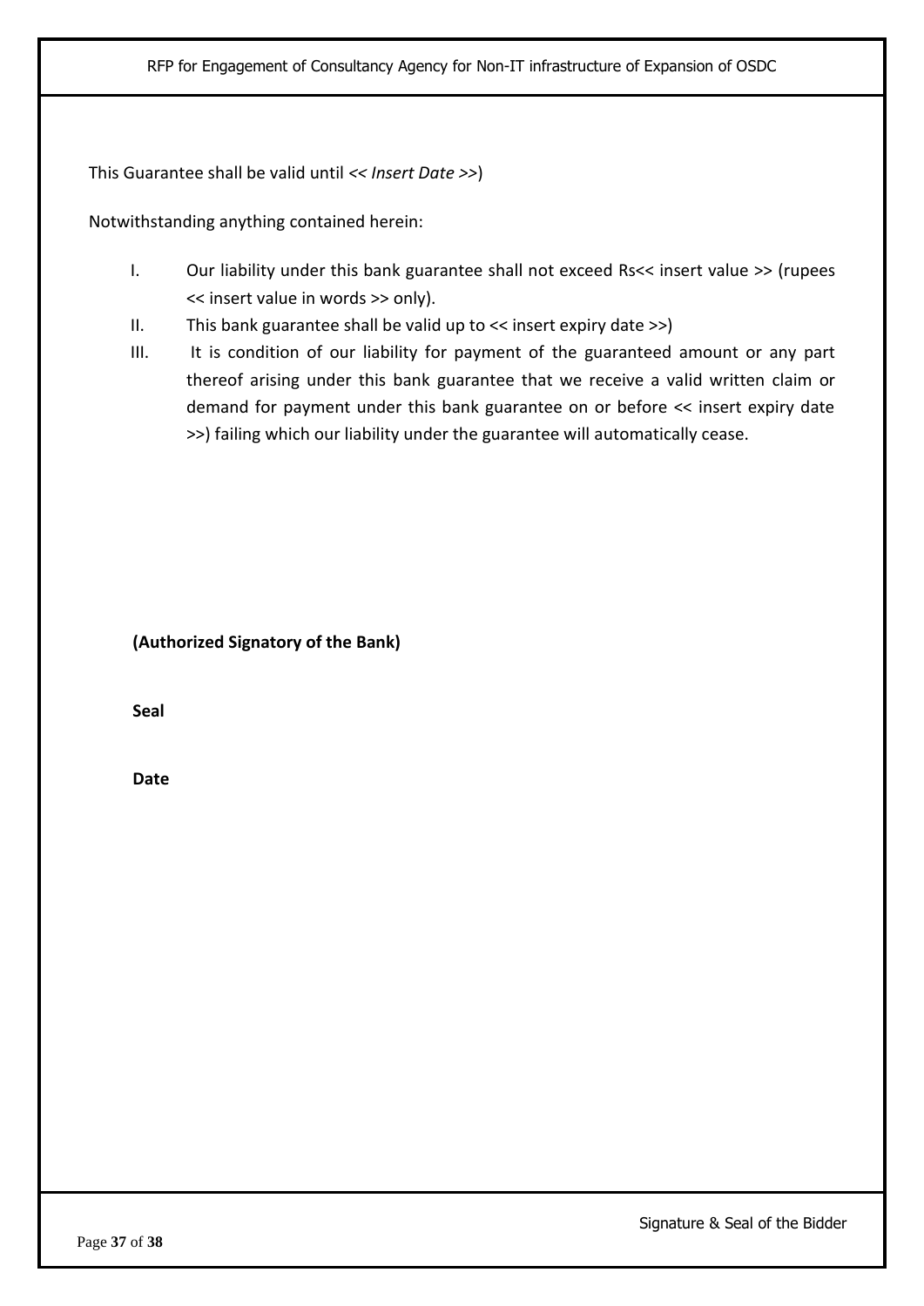This Guarantee shall be valid until << *Insert Date* >>)

Notwithstanding anything contained herein:

I. Our liability under this bank guarantee shall not exceed Rs<< insert value >> (rupees << insert value in words >> only).
II. This bank guarantee shall be valid up to << insert expiry date >>)
III. It is condition of our liability for payment of the guaranteed amount or any part thereof arising under this bank guarantee that we receive a valid written claim or demand for payment under this bank guarantee on or before << insert expiry date >>) failing which our liability under the guarantee will automatically cease.

**(Authorized Signatory of the Bank)**

**Seal**

**Date**

Signature & Seal of the Bidder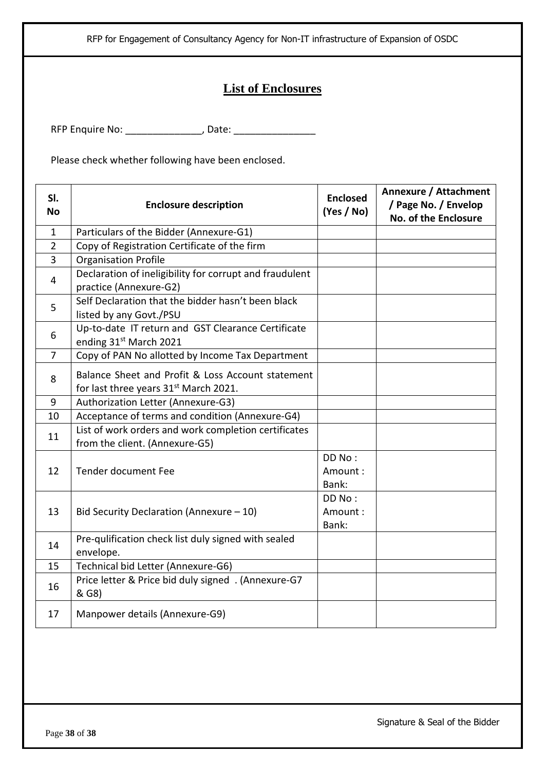# List of Enclosures

RFP Enquire No: ______________, Date: _______________

Please check whether following have been enclosed.

| Sl. No | Enclosure description | Enclosed (Yes / No) | Annexure / Attachment / Page No. / Envelop No. of the Enclosure |
|---|---|---|---|
| 1 | Particulars of the Bidder (Annexure-G1) | | |
| 2 | Copy of Registration Certificate of the firm | | |
| 3 | Organisation Profile | | |
| 4 | Declaration of ineligibility for corrupt and fraudulent practice (Annexure-G2) | | |
| 5 | Self Declaration that the bidder hasn't been black listed by any Govt./PSU | | |
| 6 | Up-to-date IT return and GST Clearance Certificate ending 31st March 2021 | | |
| 7 | Copy of PAN No allotted by Income Tax Department | | |
| 8 | Balance Sheet and Profit & Loss Account statement for last three years 31st March 2021. | | |
| 9 | Authorization Letter (Annexure-G3) | | |
| 10 | Acceptance of terms and condition (Annexure-G4) | | |
| 11 | List of work orders and work completion certificates from the client. (Annexure-G5) | | |
| 12 | Tender document Fee | DD No :<br>Amount :<br>Bank: | |
| 13 | Bid Security Declaration (Annexure – 10) | DD No :<br>Amount :<br>Bank: | |
| 14 | Pre-qulification check list duly signed with sealed envelope. | | |
| 15 | Technical bid Letter (Annexure-G6) | | |
| 16 | Price letter & Price bid duly signed . (Annexure-G7 & G8) | | |
| 17 | Manpower details (Annexure-G9) | | |

Signature & Seal of the Bidder